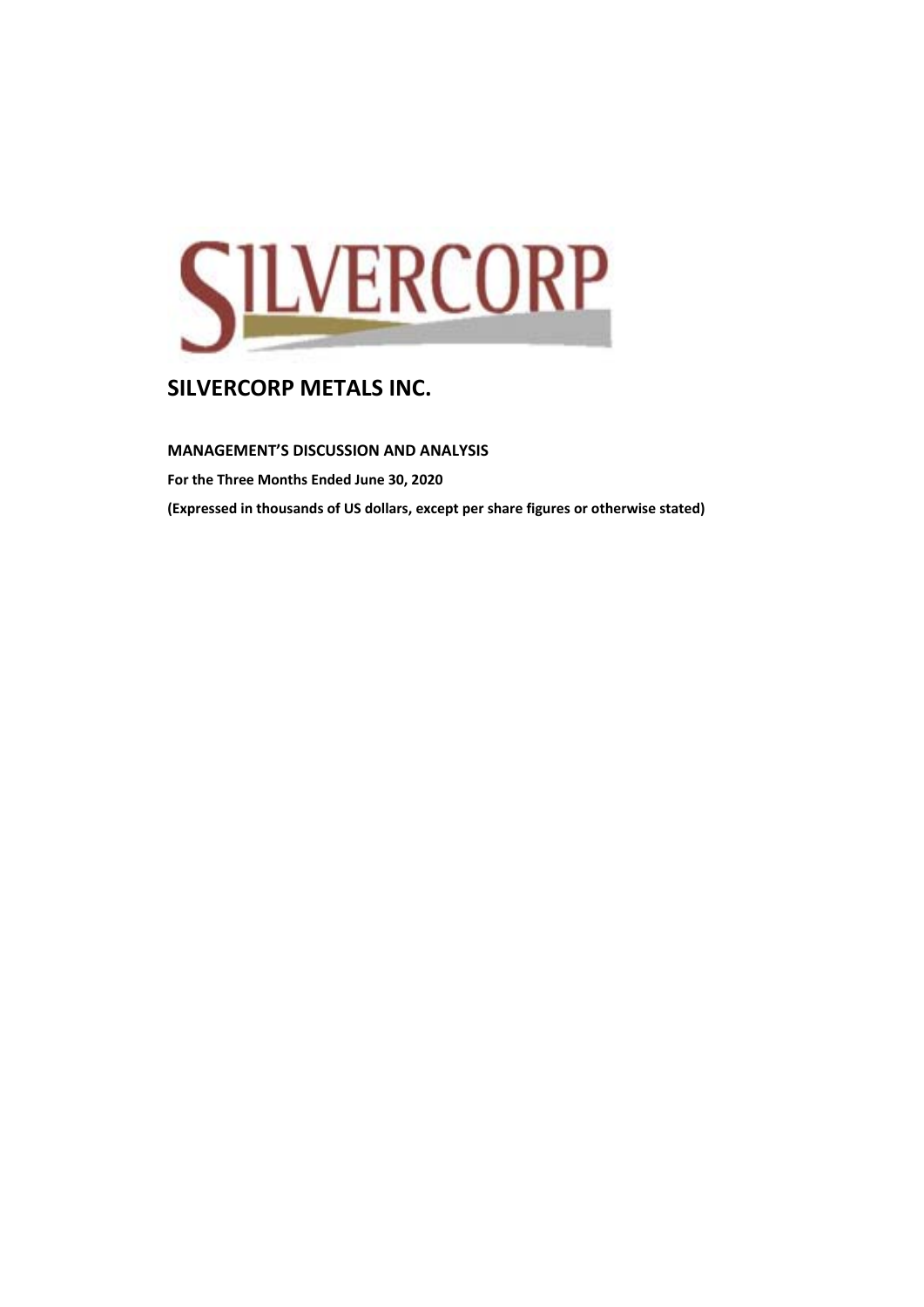# SILVERCORP METALS INC.

**MANAGEMENT'S DISCUSSION AND ANALYSIS**

**For the Three Months Ended June 30, 2020**

**(Expressed in thousands of US dollars, except per share figures or otherwise stated)**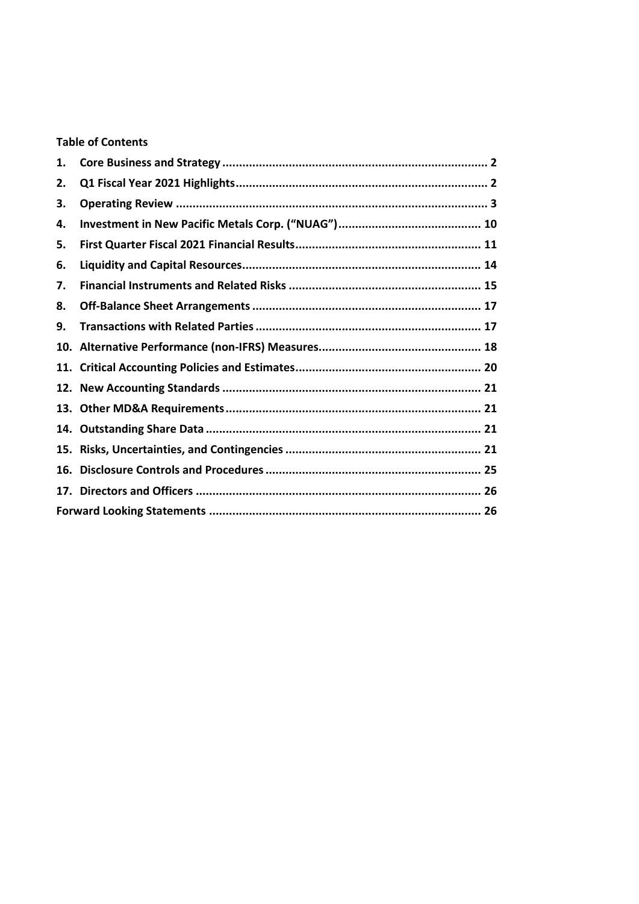**Table of Contents**

1. Core Business and Strategy ........ 2
2. Q1 Fiscal Year 2021 Highlights ........ 2
3. Operating Review ........ 3
4. Investment in New Pacific Metals Corp. ("NUAG") ........ 10
5. First Quarter Fiscal 2021 Financial Results ........ 11
6. Liquidity and Capital Resources ........ 14
7. Financial Instruments and Related Risks ........ 15
8. Off-Balance Sheet Arrangements ........ 17
9. Transactions with Related Parties ........ 17
10. Alternative Performance (non-IFRS) Measures ........ 18
11. Critical Accounting Policies and Estimates ........ 20
12. New Accounting Standards ........ 21
13. Other MD&A Requirements ........ 21
14. Outstanding Share Data ........ 21
15. Risks, Uncertainties, and Contingencies ........ 21
16. Disclosure Controls and Procedures ........ 25
17. Directors and Officers ........ 26

Forward Looking Statements ........ 26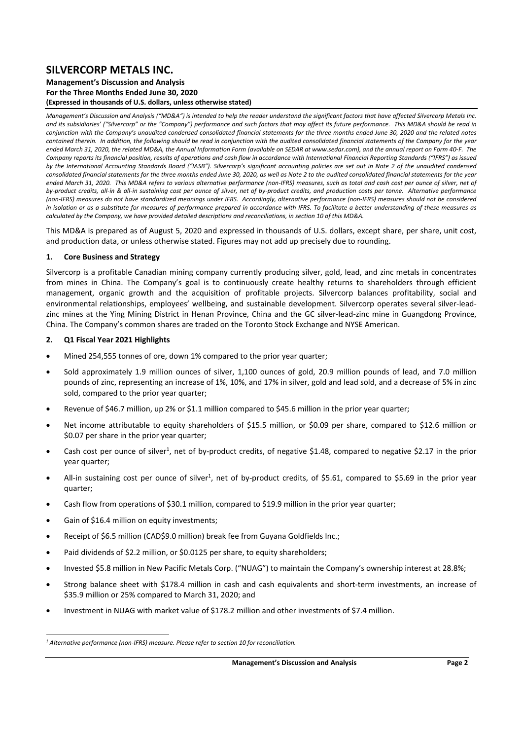# SILVERCORP METALS INC.

**Management's Discussion and Analysis**
**For the Three Months Ended June 30, 2020**
**(Expressed in thousands of U.S. dollars, unless otherwise stated)**

*Management's Discussion and Analysis ("MD&A") is intended to help the reader understand the significant factors that have affected Silvercorp Metals Inc. and its subsidiaries' ("Silvercorp" or the "Company") performance and such factors that may affect its future performance. This MD&A should be read in conjunction with the Company's unaudited condensed consolidated financial statements for the three months ended June 30, 2020 and the related notes contained therein. In addition, the following should be read in conjunction with the audited consolidated financial statements of the Company for the year ended March 31, 2020, the related MD&A, the Annual Information Form (available on SEDAR at www.sedar.com), and the annual report on Form 40-F. The Company reports its financial position, results of operations and cash flow in accordance with International Financial Reporting Standards ("IFRS") as issued by the International Accounting Standards Board ("IASB"). Silvercorp's significant accounting policies are set out in Note 2 of the unaudited condensed consolidated financial statements for the three months ended June 30, 2020, as well as Note 2 to the audited consolidated financial statements for the year ended March 31, 2020. This MD&A refers to various alternative performance (non-IFRS) measures, such as total and cash cost per ounce of silver, net of by-product credits, all-in & all-in sustaining cost per ounce of silver, net of by-product credits, and production costs per tonne. Alternative performance (non-IFRS) measures do not have standardized meanings under IFRS. Accordingly, alternative performance (non-IFRS) measures should not be considered in isolation or as a substitute for measures of performance prepared in accordance with IFRS. To facilitate a better understanding of these measures as calculated by the Company, we have provided detailed descriptions and reconciliations, in section 10 of this MD&A.*

This MD&A is prepared as of August 5, 2020 and expressed in thousands of U.S. dollars, except share, per share, unit cost, and production data, or unless otherwise stated. Figures may not add up precisely due to rounding.

## 1. Core Business and Strategy

Silvercorp is a profitable Canadian mining company currently producing silver, gold, lead, and zinc metals in concentrates from mines in China. The Company's goal is to continuously create healthy returns to shareholders through efficient management, organic growth and the acquisition of profitable projects. Silvercorp balances profitability, social and environmental relationships, employees' wellbeing, and sustainable development. Silvercorp operates several silver-lead-zinc mines at the Ying Mining District in Henan Province, China and the GC silver-lead-zinc mine in Guangdong Province, China. The Company's common shares are traded on the Toronto Stock Exchange and NYSE American.

## 2. Q1 Fiscal Year 2021 Highlights

- Mined 254,555 tonnes of ore, down 1% compared to the prior year quarter;
- Sold approximately 1.9 million ounces of silver, 1,100 ounces of gold, 20.9 million pounds of lead, and 7.0 million pounds of zinc, representing an increase of 1%, 10%, and 17% in silver, gold and lead sold, and a decrease of 5% in zinc sold, compared to the prior year quarter;
- Revenue of $46.7 million, up 2% or $1.1 million compared to $45.6 million in the prior year quarter;
- Net income attributable to equity shareholders of $15.5 million, or $0.09 per share, compared to $12.6 million or $0.07 per share in the prior year quarter;
- Cash cost per ounce of silver[1], net of by-product credits, of negative $1.48, compared to negative $2.17 in the prior year quarter;
- All-in sustaining cost per ounce of silver[1], net of by-product credits, of $5.61, compared to $5.69 in the prior year quarter;
- Cash flow from operations of $30.1 million, compared to $19.9 million in the prior year quarter;
- Gain of $16.4 million on equity investments;
- Receipt of $6.5 million (CAD$9.0 million) break fee from Guyana Goldfields Inc.;
- Paid dividends of $2.2 million, or $0.0125 per share, to equity shareholders;
- Invested $5.8 million in New Pacific Metals Corp. ("NUAG") to maintain the Company's ownership interest at 28.8%;
- Strong balance sheet with $178.4 million in cash and cash equivalents and short-term investments, an increase of $35.9 million or 25% compared to March 31, 2020; and
- Investment in NUAG with market value of $178.2 million and other investments of $7.4 million.

---

[1] *Alternative performance (non-IFRS) measure. Please refer to section 10 for reconciliation.*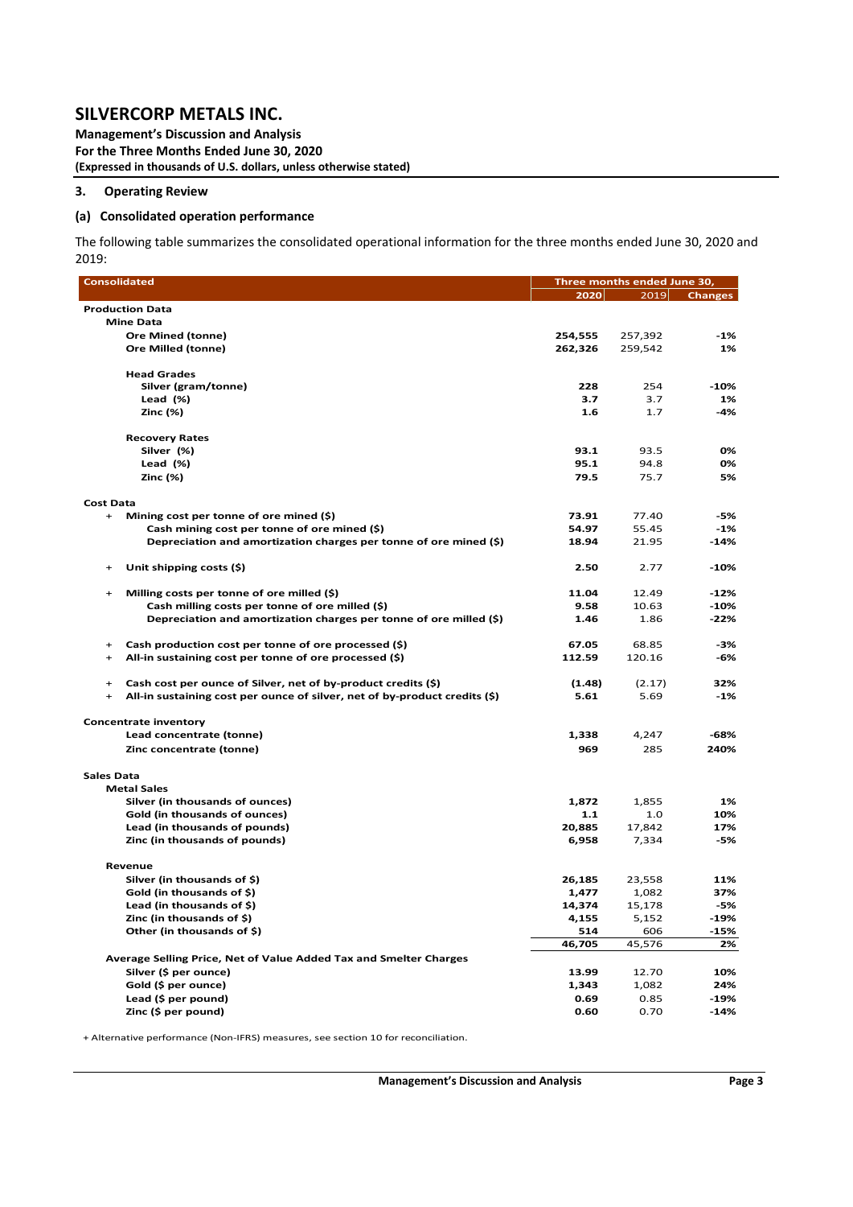## 3. Operating Review

### (a) Consolidated operation performance

The following table summarizes the consolidated operational information for the three months ended June 30, 2020 and 2019:

| Consolidated | Three months ended June 30, | | |
|---|---|---|---|
| | 2020 | 2019 | Changes |
| **Production Data** | | | |
| **Mine Data** | | | |
| Ore Mined (tonne) | 254,555 | 257,392 | -1% |
| Ore Milled (tonne) | 262,326 | 259,542 | 1% |
| **Head Grades** | | | |
| Silver (gram/tonne) | 228 | 254 | -10% |
| Lead (%) | 3.7 | 3.7 | 1% |
| Zinc (%) | 1.6 | 1.7 | -4% |
| **Recovery Rates** | | | |
| Silver (%) | 93.1 | 93.5 | 0% |
| Lead (%) | 95.1 | 94.8 | 0% |
| Zinc (%) | 79.5 | 75.7 | 5% |
| **Cost Data** | | | |
| + Mining cost per tonne of ore mined ($) | 73.91 | 77.40 | -5% |
| Cash mining cost per tonne of ore mined ($) | 54.97 | 55.45 | -1% |
| Depreciation and amortization charges per tonne of ore mined ($) | 18.94 | 21.95 | -14% |
| + Unit shipping costs ($) | 2.50 | 2.77 | -10% |
| + Milling costs per tonne of ore milled ($) | 11.04 | 12.49 | -12% |
| Cash milling costs per tonne of ore milled ($) | 9.58 | 10.63 | -10% |
| Depreciation and amortization charges per tonne of ore milled ($) | 1.46 | 1.86 | -22% |
| + Cash production cost per tonne of ore processed ($) | 67.05 | 68.85 | -3% |
| + All-in sustaining cost per tonne of ore processed ($) | 112.59 | 120.16 | -6% |
| + Cash cost per ounce of Silver, net of by-product credits ($) | (1.48) | (2.17) | 32% |
| + All-in sustaining cost per ounce of silver, net of by-product credits ($) | 5.61 | 5.69 | -1% |
| **Concentrate inventory** | | | |
| Lead concentrate (tonne) | 1,338 | 4,247 | -68% |
| Zinc concentrate (tonne) | 969 | 285 | 240% |
| **Sales Data** | | | |
| **Metal Sales** | | | |
| Silver (in thousands of ounces) | 1,872 | 1,855 | 1% |
| Gold (in thousands of ounces) | 1.1 | 1.0 | 10% |
| Lead (in thousands of pounds) | 20,885 | 17,842 | 17% |
| Zinc (in thousands of pounds) | 6,958 | 7,334 | -5% |
| **Revenue** | | | |
| Silver (in thousands of $) | 26,185 | 23,558 | 11% |
| Gold (in thousands of $) | 1,477 | 1,082 | 37% |
| Lead (in thousands of $) | 14,374 | 15,178 | -5% |
| Zinc (in thousands of $) | 4,155 | 5,152 | -19% |
| Other (in thousands of $) | 514 | 606 | -15% |
| | 46,705 | 45,576 | 2% |
| **Average Selling Price, Net of Value Added Tax and Smelter Charges** | | | |
| Silver ($ per ounce) | 13.99 | 12.70 | 10% |
| Gold ($ per ounce) | 1,343 | 1,082 | 24% |
| Lead ($ per pound) | 0.69 | 0.85 | -19% |
| Zinc ($ per pound) | 0.60 | 0.70 | -14% |

\+ Alternative performance (Non-IFRS) measures, see section 10 for reconciliation.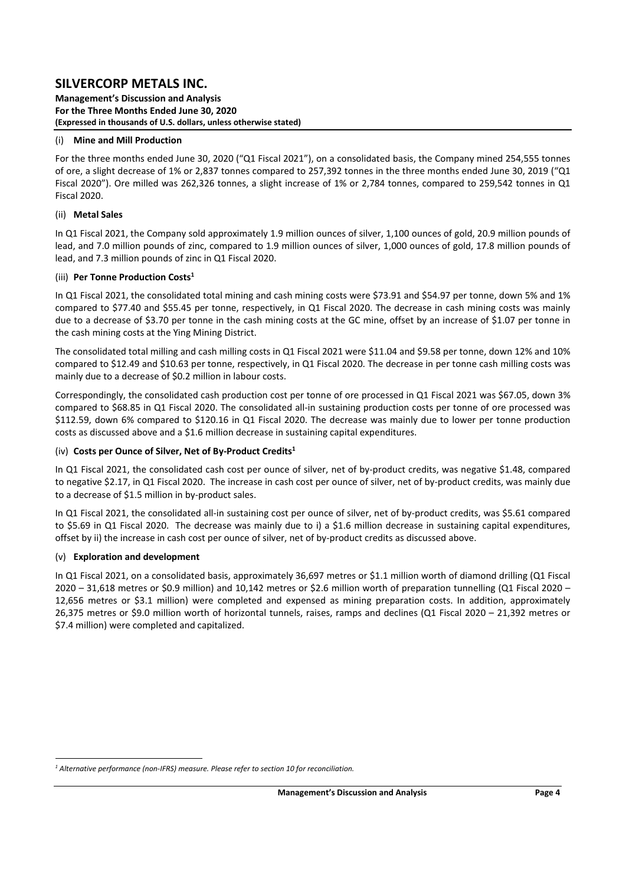#### (i) **Mine and Mill Production**

For the three months ended June 30, 2020 ("Q1 Fiscal 2021"), on a consolidated basis, the Company mined 254,555 tonnes of ore, a slight decrease of 1% or 2,837 tonnes compared to 257,392 tonnes in the three months ended June 30, 2019 ("Q1 Fiscal 2020"). Ore milled was 262,326 tonnes, a slight increase of 1% or 2,784 tonnes, compared to 259,542 tonnes in Q1 Fiscal 2020.

#### (ii) **Metal Sales**

In Q1 Fiscal 2021, the Company sold approximately 1.9 million ounces of silver, 1,100 ounces of gold, 20.9 million pounds of lead, and 7.0 million pounds of zinc, compared to 1.9 million ounces of silver, 1,000 ounces of gold, 17.8 million pounds of lead, and 7.3 million pounds of zinc in Q1 Fiscal 2020.

#### (iii) **Per Tonne Production Costs**[1]

In Q1 Fiscal 2021, the consolidated total mining and cash mining costs were $73.91 and $54.97 per tonne, down 5% and 1% compared to $77.40 and $55.45 per tonne, respectively, in Q1 Fiscal 2020. The decrease in cash mining costs was mainly due to a decrease of $3.70 per tonne in the cash mining costs at the GC mine, offset by an increase of $1.07 per tonne in the cash mining costs at the Ying Mining District.

The consolidated total milling and cash milling costs in Q1 Fiscal 2021 were $11.04 and $9.58 per tonne, down 12% and 10% compared to $12.49 and $10.63 per tonne, respectively, in Q1 Fiscal 2020. The decrease in per tonne cash milling costs was mainly due to a decrease of $0.2 million in labour costs.

Correspondingly, the consolidated cash production cost per tonne of ore processed in Q1 Fiscal 2021 was $67.05, down 3% compared to $68.85 in Q1 Fiscal 2020. The consolidated all-in sustaining production costs per tonne of ore processed was $112.59, down 6% compared to $120.16 in Q1 Fiscal 2020. The decrease was mainly due to lower per tonne production costs as discussed above and a $1.6 million decrease in sustaining capital expenditures.

#### (iv) **Costs per Ounce of Silver, Net of By-Product Credits**[1]

In Q1 Fiscal 2021, the consolidated cash cost per ounce of silver, net of by-product credits, was negative $1.48, compared to negative $2.17, in Q1 Fiscal 2020. The increase in cash cost per ounce of silver, net of by-product credits, was mainly due to a decrease of $1.5 million in by-product sales.

In Q1 Fiscal 2021, the consolidated all-in sustaining cost per ounce of silver, net of by-product credits, was $5.61 compared to $5.69 in Q1 Fiscal 2020. The decrease was mainly due to i) a $1.6 million decrease in sustaining capital expenditures, offset by ii) the increase in cash cost per ounce of silver, net of by-product credits as discussed above.

#### (v) **Exploration and development**

In Q1 Fiscal 2021, on a consolidated basis, approximately 36,697 metres or $1.1 million worth of diamond drilling (Q1 Fiscal 2020 – 31,618 metres or $0.9 million) and 10,142 metres or $2.6 million worth of preparation tunnelling (Q1 Fiscal 2020 – 12,656 metres or $3.1 million) were completed and expensed as mining preparation costs. In addition, approximately 26,375 metres or $9.0 million worth of horizontal tunnels, raises, ramps and declines (Q1 Fiscal 2020 – 21,392 metres or $7.4 million) were completed and capitalized.

---

[1] *Alternative performance (non-IFRS) measure. Please refer to section 10 for reconciliation.*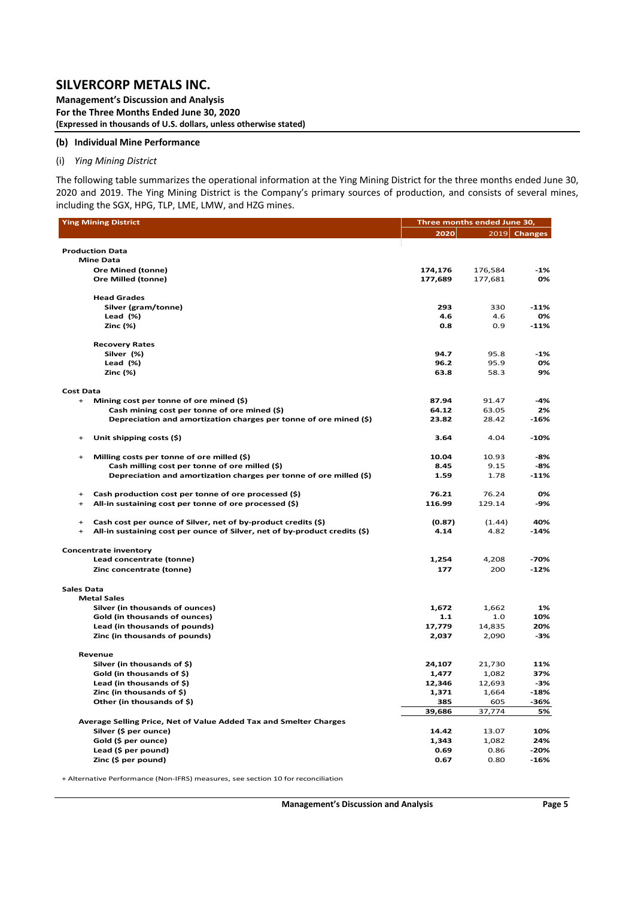### (b) Individual Mine Performance

(i) *Ying Mining District*

The following table summarizes the operational information at the Ying Mining District for the three months ended June 30, 2020 and 2019. The Ying Mining District is the Company's primary sources of production, and consists of several mines, including the SGX, HPG, TLP, LME, LMW, and HZG mines.

| Ying Mining District | Three months ended June 30, | | |
|---|---|---|---|
| | **2020** | 2019 | Changes |
| **Production Data** | | | |
| **Mine Data** | | | |
| Ore Mined (tonne) | **174,176** | 176,584 | -1% |
| Ore Milled (tonne) | **177,689** | 177,681 | 0% |
| **Head Grades** | | | |
| Silver (gram/tonne) | **293** | 330 | -11% |
| Lead (%) | **4.6** | 4.6 | 0% |
| Zinc (%) | **0.8** | 0.9 | -11% |
| **Recovery Rates** | | | |
| Silver (%) | **94.7** | 95.8 | -1% |
| Lead (%) | **96.2** | 95.9 | 0% |
| Zinc (%) | **63.8** | 58.3 | 9% |
| **Cost Data** | | | |
| + Mining cost per tonne of ore mined ($) | **87.94** | 91.47 | -4% |
| Cash mining cost per tonne of ore mined ($) | **64.12** | 63.05 | 2% |
| Depreciation and amortization charges per tonne of ore mined ($) | **23.82** | 28.42 | -16% |
| + Unit shipping costs ($) | **3.64** | 4.04 | -10% |
| + Milling costs per tonne of ore milled ($) | **10.04** | 10.93 | -8% |
| Cash milling cost per tonne of ore milled ($) | **8.45** | 9.15 | -8% |
| Depreciation and amortization charges per tonne of ore milled ($) | **1.59** | 1.78 | -11% |
| + Cash production cost per tonne of ore processed ($) | **76.21** | 76.24 | 0% |
| + All-in sustaining cost per tonne of ore processed ($) | **116.99** | 129.14 | -9% |
| + Cash cost per ounce of Silver, net of by-product credits ($) | **(0.87)** | (1.44) | 40% |
| + All-in sustaining cost per ounce of Silver, net of by-product credits ($) | **4.14** | 4.82 | -14% |
| **Concentrate inventory** | | | |
| Lead concentrate (tonne) | **1,254** | 4,208 | -70% |
| Zinc concentrate (tonne) | **177** | 200 | -12% |
| **Sales Data** | | | |
| **Metal Sales** | | | |
| Silver (in thousands of ounces) | **1,672** | 1,662 | 1% |
| Gold (in thousands of ounces) | **1.1** | 1.0 | 10% |
| Lead (in thousands of pounds) | **17,779** | 14,835 | 20% |
| Zinc (in thousands of pounds) | **2,037** | 2,090 | -3% |
| **Revenue** | | | |
| Silver (in thousands of $) | **24,107** | 21,730 | 11% |
| Gold (in thousands of $) | **1,477** | 1,082 | 37% |
| Lead (in thousands of $) | **12,346** | 12,693 | -3% |
| Zinc (in thousands of $) | **1,371** | 1,664 | -18% |
| Other (in thousands of $) | **385** | 605 | -36% |
| | **39,686** | 37,774 | 5% |
| **Average Selling Price, Net of Value Added Tax and Smelter Charges** | | | |
| Silver ($ per ounce) | **14.42** | 13.07 | 10% |
| Gold ($ per ounce) | **1,343** | 1,082 | 24% |
| Lead ($ per pound) | **0.69** | 0.86 | -20% |
| Zinc ($ per pound) | **0.67** | 0.80 | -16% |

+ Alternative Performance (Non-IFRS) measures, see section 10 for reconciliation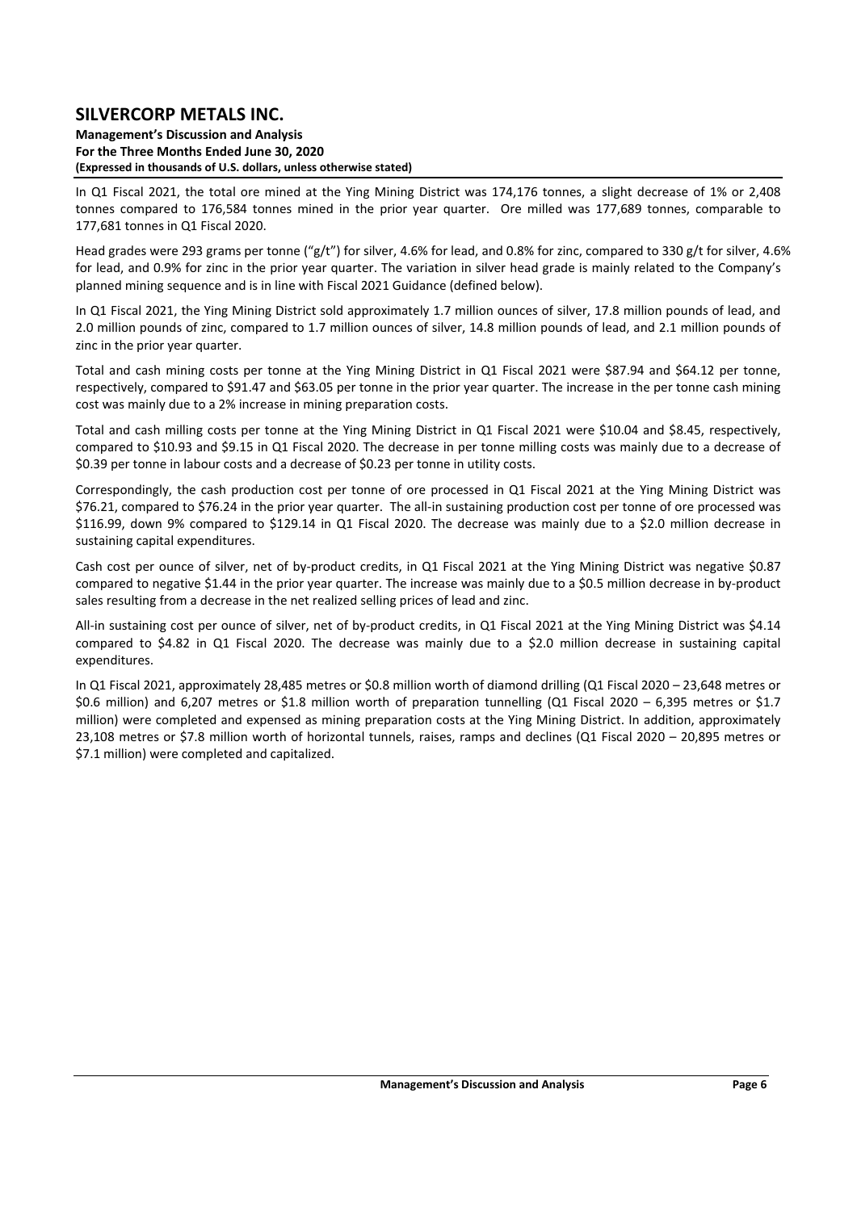In Q1 Fiscal 2021, the total ore mined at the Ying Mining District was 174,176 tonnes, a slight decrease of 1% or 2,408 tonnes compared to 176,584 tonnes mined in the prior year quarter. Ore milled was 177,689 tonnes, comparable to 177,681 tonnes in Q1 Fiscal 2020.

Head grades were 293 grams per tonne ("g/t") for silver, 4.6% for lead, and 0.8% for zinc, compared to 330 g/t for silver, 4.6% for lead, and 0.9% for zinc in the prior year quarter. The variation in silver head grade is mainly related to the Company's planned mining sequence and is in line with Fiscal 2021 Guidance (defined below).

In Q1 Fiscal 2021, the Ying Mining District sold approximately 1.7 million ounces of silver, 17.8 million pounds of lead, and 2.0 million pounds of zinc, compared to 1.7 million ounces of silver, 14.8 million pounds of lead, and 2.1 million pounds of zinc in the prior year quarter.

Total and cash mining costs per tonne at the Ying Mining District in Q1 Fiscal 2021 were $87.94 and $64.12 per tonne, respectively, compared to $91.47 and $63.05 per tonne in the prior year quarter. The increase in the per tonne cash mining cost was mainly due to a 2% increase in mining preparation costs.

Total and cash milling costs per tonne at the Ying Mining District in Q1 Fiscal 2021 were $10.04 and $8.45, respectively, compared to $10.93 and $9.15 in Q1 Fiscal 2020. The decrease in per tonne milling costs was mainly due to a decrease of $0.39 per tonne in labour costs and a decrease of $0.23 per tonne in utility costs.

Correspondingly, the cash production cost per tonne of ore processed in Q1 Fiscal 2021 at the Ying Mining District was $76.21, compared to $76.24 in the prior year quarter. The all-in sustaining production cost per tonne of ore processed was $116.99, down 9% compared to $129.14 in Q1 Fiscal 2020. The decrease was mainly due to a $2.0 million decrease in sustaining capital expenditures.

Cash cost per ounce of silver, net of by-product credits, in Q1 Fiscal 2021 at the Ying Mining District was negative $0.87 compared to negative $1.44 in the prior year quarter. The increase was mainly due to a $0.5 million decrease in by-product sales resulting from a decrease in the net realized selling prices of lead and zinc.

All-in sustaining cost per ounce of silver, net of by-product credits, in Q1 Fiscal 2021 at the Ying Mining District was $4.14 compared to $4.82 in Q1 Fiscal 2020. The decrease was mainly due to a $2.0 million decrease in sustaining capital expenditures.

In Q1 Fiscal 2021, approximately 28,485 metres or $0.8 million worth of diamond drilling (Q1 Fiscal 2020 – 23,648 metres or $0.6 million) and 6,207 metres or $1.8 million worth of preparation tunnelling (Q1 Fiscal 2020 – 6,395 metres or $1.7 million) were completed and expensed as mining preparation costs at the Ying Mining District. In addition, approximately 23,108 metres or $7.8 million worth of horizontal tunnels, raises, ramps and declines (Q1 Fiscal 2020 – 20,895 metres or $7.1 million) were completed and capitalized.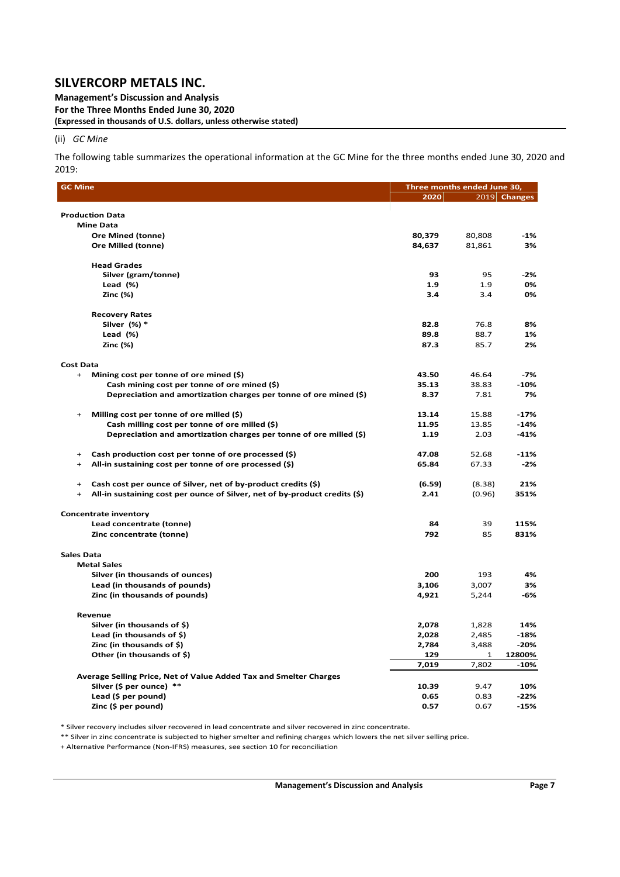(ii) *GC Mine*

The following table summarizes the operational information at the GC Mine for the three months ended June 30, 2020 and 2019:

| GC Mine | Three months ended June 30, | | |
|---|---|---|---|
| | 2020 | 2019 | Changes |
| **Production Data** | | | |
| **Mine Data** | | | |
| **Ore Mined (tonne)** | **80,379** | 80,808 | **-1%** |
| **Ore Milled (tonne)** | **84,637** | 81,861 | **3%** |
| **Head Grades** | | | |
| **Silver (gram/tonne)** | **93** | 95 | **-2%** |
| **Lead (%)** | **1.9** | 1.9 | **0%** |
| **Zinc (%)** | **3.4** | 3.4 | **0%** |
| **Recovery Rates** | | | |
| **Silver (%) *** | **82.8** | 76.8 | **8%** |
| **Lead (%)** | **89.8** | 88.7 | **1%** |
| **Zinc (%)** | **87.3** | 85.7 | **2%** |
| **Cost Data** | | | |
| + **Mining cost per tonne of ore mined ($)** | **43.50** | 46.64 | **-7%** |
| **Cash mining cost per tonne of ore mined ($)** | **35.13** | 38.83 | **-10%** |
| **Depreciation and amortization charges per tonne of ore mined ($)** | **8.37** | 7.81 | **7%** |
| + **Milling cost per tonne of ore milled ($)** | **13.14** | 15.88 | **-17%** |
| **Cash milling cost per tonne of ore milled ($)** | **11.95** | 13.85 | **-14%** |
| **Depreciation and amortization charges per tonne of ore milled ($)** | **1.19** | 2.03 | **-41%** |
| + **Cash production cost per tonne of ore processed ($)** | **47.08** | 52.68 | **-11%** |
| + **All-in sustaining cost per tonne of ore processed ($)** | **65.84** | 67.33 | **-2%** |
| + **Cash cost per ounce of Silver, net of by-product credits ($)** | **(6.59)** | (8.38) | **21%** |
| + **All-in sustaining cost per ounce of Silver, net of by-product credits ($)** | **2.41** | (0.96) | **351%** |
| **Concentrate inventory** | | | |
| **Lead concentrate (tonne)** | **84** | 39 | **115%** |
| **Zinc concentrate (tonne)** | **792** | 85 | **831%** |
| **Sales Data** | | | |
| **Metal Sales** | | | |
| **Silver (in thousands of ounces)** | **200** | 193 | **4%** |
| **Lead (in thousands of pounds)** | **3,106** | 3,007 | **3%** |
| **Zinc (in thousands of pounds)** | **4,921** | 5,244 | **-6%** |
| **Revenue** | | | |
| **Silver (in thousands of $)** | **2,078** | 1,828 | **14%** |
| **Lead (in thousands of $)** | **2,028** | 2,485 | **-18%** |
| **Zinc (in thousands of $)** | **2,784** | 3,488 | **-20%** |
| **Other (in thousands of $)** | **129** | 1 | **12800%** |
| | **7,019** | 7,802 | **-10%** |
| **Average Selling Price, Net of Value Added Tax and Smelter Charges** | | | |
| **Silver ($ per ounce) **** | **10.39** | 9.47 | **10%** |
| **Lead ($ per pound)** | **0.65** | 0.83 | **-22%** |
| **Zinc ($ per pound)** | **0.57** | 0.67 | **-15%** |

\* Silver recovery includes silver recovered in lead concentrate and silver recovered in zinc concentrate.

\*\* Silver in zinc concentrate is subjected to higher smelter and refining charges which lowers the net silver selling price.

\+ Alternative Performance (Non-IFRS) measures, see section 10 for reconciliation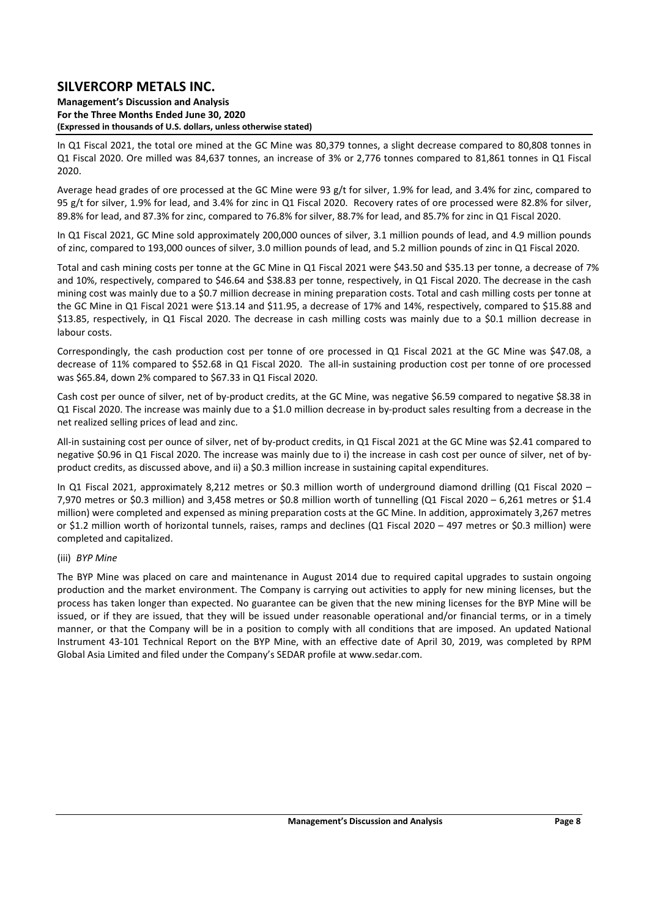In Q1 Fiscal 2021, the total ore mined at the GC Mine was 80,379 tonnes, a slight decrease compared to 80,808 tonnes in Q1 Fiscal 2020. Ore milled was 84,637 tonnes, an increase of 3% or 2,776 tonnes compared to 81,861 tonnes in Q1 Fiscal 2020.

Average head grades of ore processed at the GC Mine were 93 g/t for silver, 1.9% for lead, and 3.4% for zinc, compared to 95 g/t for silver, 1.9% for lead, and 3.4% for zinc in Q1 Fiscal 2020. Recovery rates of ore processed were 82.8% for silver, 89.8% for lead, and 87.3% for zinc, compared to 76.8% for silver, 88.7% for lead, and 85.7% for zinc in Q1 Fiscal 2020.

In Q1 Fiscal 2021, GC Mine sold approximately 200,000 ounces of silver, 3.1 million pounds of lead, and 4.9 million pounds of zinc, compared to 193,000 ounces of silver, 3.0 million pounds of lead, and 5.2 million pounds of zinc in Q1 Fiscal 2020.

Total and cash mining costs per tonne at the GC Mine in Q1 Fiscal 2021 were $43.50 and $35.13 per tonne, a decrease of 7% and 10%, respectively, compared to $46.64 and $38.83 per tonne, respectively, in Q1 Fiscal 2020. The decrease in the cash mining cost was mainly due to a $0.7 million decrease in mining preparation costs. Total and cash milling costs per tonne at the GC Mine in Q1 Fiscal 2021 were $13.14 and $11.95, a decrease of 17% and 14%, respectively, compared to $15.88 and $13.85, respectively, in Q1 Fiscal 2020. The decrease in cash milling costs was mainly due to a $0.1 million decrease in labour costs.

Correspondingly, the cash production cost per tonne of ore processed in Q1 Fiscal 2021 at the GC Mine was $47.08, a decrease of 11% compared to $52.68 in Q1 Fiscal 2020. The all-in sustaining production cost per tonne of ore processed was $65.84, down 2% compared to $67.33 in Q1 Fiscal 2020.

Cash cost per ounce of silver, net of by-product credits, at the GC Mine, was negative $6.59 compared to negative $8.38 in Q1 Fiscal 2020. The increase was mainly due to a $1.0 million decrease in by-product sales resulting from a decrease in the net realized selling prices of lead and zinc.

All-in sustaining cost per ounce of silver, net of by-product credits, in Q1 Fiscal 2021 at the GC Mine was $2.41 compared to negative $0.96 in Q1 Fiscal 2020. The increase was mainly due to i) the increase in cash cost per ounce of silver, net of by-product credits, as discussed above, and ii) a $0.3 million increase in sustaining capital expenditures.

In Q1 Fiscal 2021, approximately 8,212 metres or $0.3 million worth of underground diamond drilling (Q1 Fiscal 2020 – 7,970 metres or $0.3 million) and 3,458 metres or $0.8 million worth of tunnelling (Q1 Fiscal 2020 – 6,261 metres or $1.4 million) were completed and expensed as mining preparation costs at the GC Mine. In addition, approximately 3,267 metres or $1.2 million worth of horizontal tunnels, raises, ramps and declines (Q1 Fiscal 2020 – 497 metres or $0.3 million) were completed and capitalized.

(iii) *BYP Mine*

The BYP Mine was placed on care and maintenance in August 2014 due to required capital upgrades to sustain ongoing production and the market environment. The Company is carrying out activities to apply for new mining licenses, but the process has taken longer than expected. No guarantee can be given that the new mining licenses for the BYP Mine will be issued, or if they are issued, that they will be issued under reasonable operational and/or financial terms, or in a timely manner, or that the Company will be in a position to comply with all conditions that are imposed. An updated National Instrument 43-101 Technical Report on the BYP Mine, with an effective date of April 30, 2019, was completed by RPM Global Asia Limited and filed under the Company's SEDAR profile at www.sedar.com.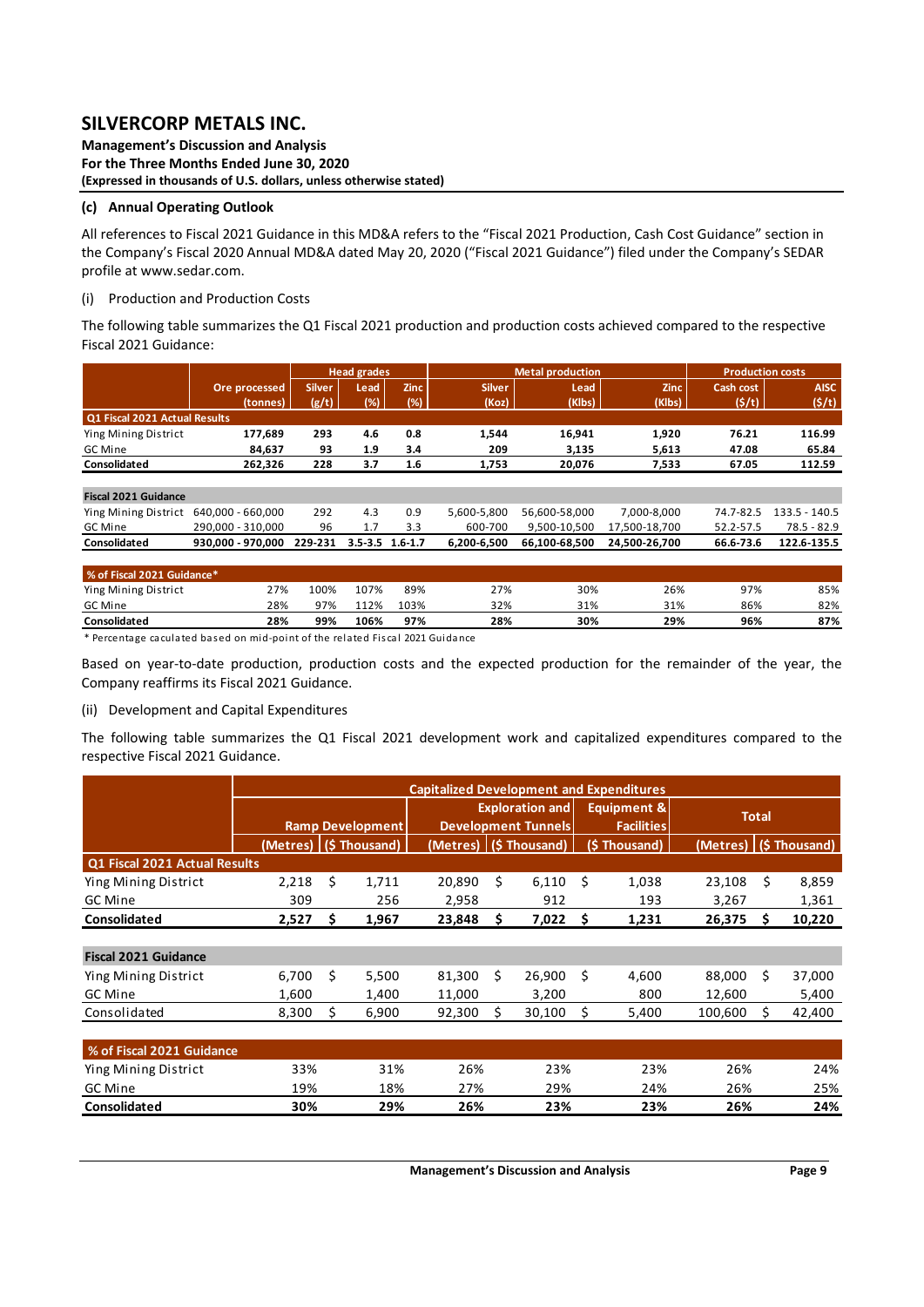**(c) Annual Operating Outlook**

All references to Fiscal 2021 Guidance in this MD&A refers to the "Fiscal 2021 Production, Cash Cost Guidance" section in the Company's Fiscal 2020 Annual MD&A dated May 20, 2020 ("Fiscal 2021 Guidance") filed under the Company's SEDAR profile at www.sedar.com.

(i) Production and Production Costs

The following table summarizes the Q1 Fiscal 2021 production and production costs achieved compared to the respective Fiscal 2021 Guidance:

| | | Head grades | | | Metal production | | | Production costs | |
|---|---|---|---|---|---|---|---|---|---|
| | Ore processed (tonnes) | Silver (g/t) | Lead (%) | Zinc (%) | Silver (Koz) | Lead (Klbs) | Zinc (Klbs) | Cash cost ($/t) | AISC ($/t) |
| **Q1 Fiscal 2021 Actual Results** | | | | | | | | | |
| Ying Mining District | 177,689 | 293 | 4.6 | 0.8 | 1,544 | 16,941 | 1,920 | 76.21 | 116.99 |
| GC Mine | 84,637 | 93 | 1.9 | 3.4 | 209 | 3,135 | 5,613 | 47.08 | 65.84 |
| **Consolidated** | **262,326** | **228** | **3.7** | **1.6** | **1,753** | **20,076** | **7,533** | **67.05** | **112.59** |
| | | | | | | | | | |
| **Fiscal 2021 Guidance** | | | | | | | | | |
| Ying Mining District | 640,000 - 660,000 | 292 | 4.3 | 0.9 | 5,600-5,800 | 56,600-58,000 | 7,000-8,000 | 74.7-82.5 | 133.5 - 140.5 |
| GC Mine | 290,000 - 310,000 | 96 | 1.7 | 3.3 | 600-700 | 9,500-10,500 | 17,500-18,700 | 52.2-57.5 | 78.5 - 82.9 |
| **Consolidated** | **930,000 - 970,000** | **229-231** | **3.5-3.5** | **1.6-1.7** | **6,200-6,500** | **66,100-68,500** | **24,500-26,700** | **66.6-73.6** | **122.6-135.5** |
| | | | | | | | | | |
| **% of Fiscal 2021 Guidance*** | | | | | | | | | |
| Ying Mining District | 27% | 100% | 107% | 89% | 27% | 30% | 26% | 97% | 85% |
| GC Mine | 28% | 97% | 112% | 103% | 32% | 31% | 31% | 86% | 82% |
| **Consolidated** | **28%** | **99%** | **106%** | **97%** | **28%** | **30%** | **29%** | **96%** | **87%** |

\* Percentage caculated based on mid-point of the related Fiscal 2021 Guidance

Based on year-to-date production, production costs and the expected production for the remainder of the year, the Company reaffirms its Fiscal 2021 Guidance.

(ii) Development and Capital Expenditures

The following table summarizes the Q1 Fiscal 2021 development work and capitalized expenditures compared to the respective Fiscal 2021 Guidance.

| | Capitalized Development and Expenditures | | | | | | |
|---|---|---|---|---|---|---|---|
| | Ramp Development | | Exploration and Development Tunnels | | Equipment & Facilities | Total | |
| | (Metres) | ($ Thousand) | (Metres) | ($ Thousand) | ($ Thousand) | (Metres) | ($ Thousand) |
| **Q1 Fiscal 2021 Actual Results** | | | | | | | |
| Ying Mining District | 2,218 | $ 1,711 | 20,890 | $ 6,110 | $ 1,038 | 23,108 | $ 8,859 |
| GC Mine | 309 | 256 | 2,958 | 912 | 193 | 3,267 | 1,361 |
| **Consolidated** | **2,527** | **$ 1,967** | **23,848** | **$ 7,022** | **$ 1,231** | **26,375** | **$ 10,220** |
| | | | | | | | |
| **Fiscal 2021 Guidance** | | | | | | | |
| Ying Mining District | 6,700 | $ 5,500 | 81,300 | $ 26,900 | $ 4,600 | 88,000 | $ 37,000 |
| GC Mine | 1,600 | 1,400 | 11,000 | 3,200 | 800 | 12,600 | 5,400 |
| Consolidated | 8,300 | $ 6,900 | 92,300 | $ 30,100 | $ 5,400 | 100,600 | $ 42,400 |
| | | | | | | | |
| **% of Fiscal 2021 Guidance** | | | | | | | |
| Ying Mining District | 33% | 31% | 26% | 23% | 23% | 26% | 24% |
| GC Mine | 19% | 18% | 27% | 29% | 24% | 26% | 25% |
| **Consolidated** | **30%** | **29%** | **26%** | **23%** | **23%** | **26%** | **24%** |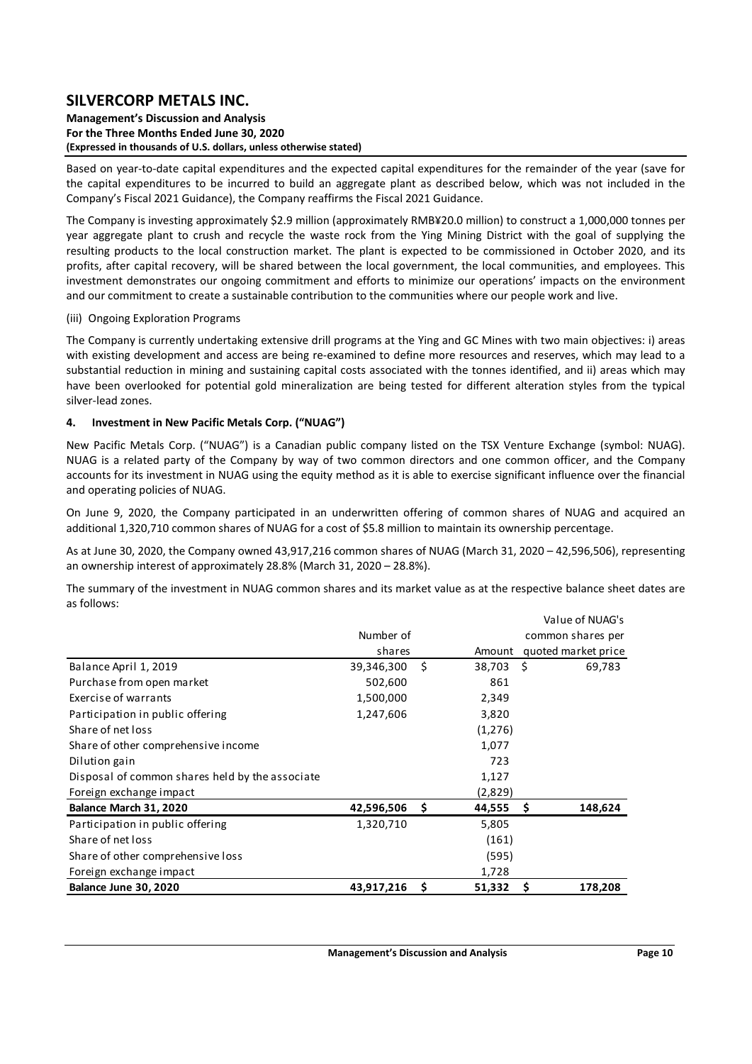Based on year-to-date capital expenditures and the expected capital expenditures for the remainder of the year (save for the capital expenditures to be incurred to build an aggregate plant as described below, which was not included in the Company's Fiscal 2021 Guidance), the Company reaffirms the Fiscal 2021 Guidance.

The Company is investing approximately $2.9 million (approximately RMB¥20.0 million) to construct a 1,000,000 tonnes per year aggregate plant to crush and recycle the waste rock from the Ying Mining District with the goal of supplying the resulting products to the local construction market. The plant is expected to be commissioned in October 2020, and its profits, after capital recovery, will be shared between the local government, the local communities, and employees. This investment demonstrates our ongoing commitment and efforts to minimize our operations' impacts on the environment and our commitment to create a sustainable contribution to the communities where our people work and live.

(iii) Ongoing Exploration Programs

The Company is currently undertaking extensive drill programs at the Ying and GC Mines with two main objectives: i) areas with existing development and access are being re-examined to define more resources and reserves, which may lead to a substantial reduction in mining and sustaining capital costs associated with the tonnes identified, and ii) areas which may have been overlooked for potential gold mineralization are being tested for different alteration styles from the typical silver-lead zones.

## 4. Investment in New Pacific Metals Corp. ("NUAG")

New Pacific Metals Corp. ("NUAG") is a Canadian public company listed on the TSX Venture Exchange (symbol: NUAG). NUAG is a related party of the Company by way of two common directors and one common officer, and the Company accounts for its investment in NUAG using the equity method as it is able to exercise significant influence over the financial and operating policies of NUAG.

On June 9, 2020, the Company participated in an underwritten offering of common shares of NUAG and acquired an additional 1,320,710 common shares of NUAG for a cost of $5.8 million to maintain its ownership percentage.

As at June 30, 2020, the Company owned 43,917,216 common shares of NUAG (March 31, 2020 – 42,596,506), representing an ownership interest of approximately 28.8% (March 31, 2020 – 28.8%).

The summary of the investment in NUAG common shares and its market value as at the respective balance sheet dates are as follows:

| | Number of shares | Amount | Value of NUAG's common shares per quoted market price |
|---|---|---|---|
| Balance April 1, 2019 | 39,346,300 | $ 38,703 | $ 69,783 |
| Purchase from open market | 502,600 | 861 | |
| Exercise of warrants | 1,500,000 | 2,349 | |
| Participation in public offering | 1,247,606 | 3,820 | |
| Share of net loss | | (1,276) | |
| Share of other comprehensive income | | 1,077 | |
| Dilution gain | | 723 | |
| Disposal of common shares held by the associate | | 1,127 | |
| Foreign exchange impact | | (2,829) | |
| **Balance March 31, 2020** | **42,596,506** | **$ 44,555** | **$ 148,624** |
| Participation in public offering | 1,320,710 | 5,805 | |
| Share of net loss | | (161) | |
| Share of other comprehensive loss | | (595) | |
| Foreign exchange impact | | 1,728 | |
| **Balance June 30, 2020** | **43,917,216** | **$ 51,332** | **$ 178,208** |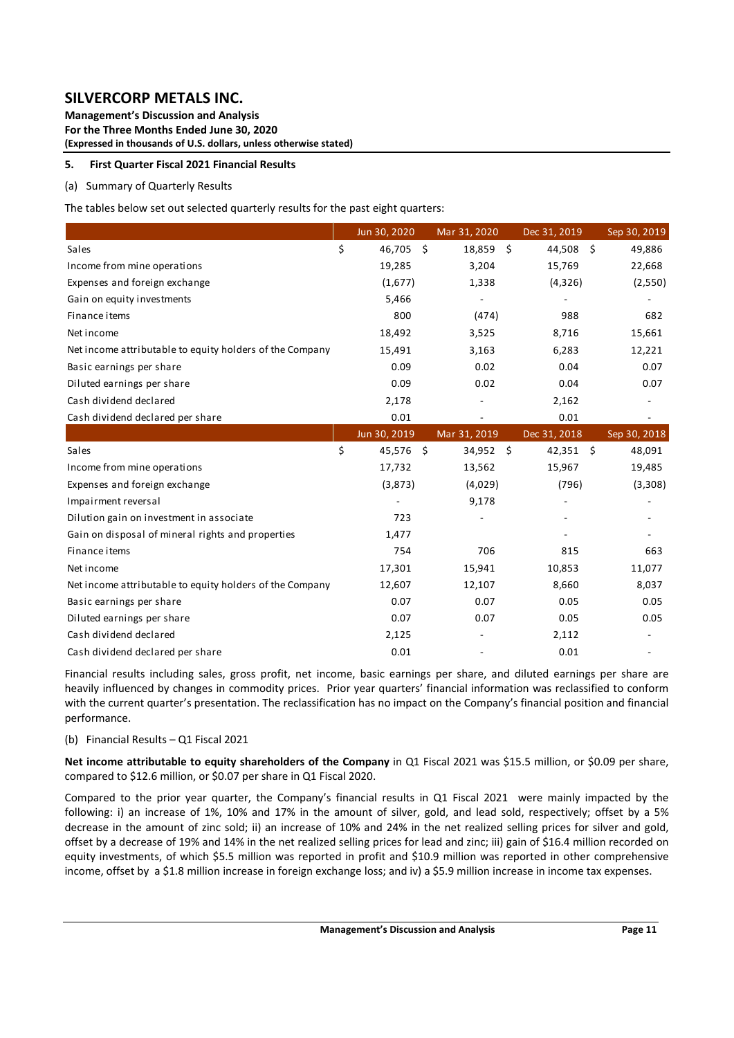**5. First Quarter Fiscal 2021 Financial Results**

(a) Summary of Quarterly Results

The tables below set out selected quarterly results for the past eight quarters:

| | Jun 30, 2020 | Mar 31, 2020 | Dec 31, 2019 | Sep 30, 2019 |
|---|---|---|---|---|
| Sales | $ 46,705 | $ 18,859 | $ 44,508 | $ 49,886 |
| Income from mine operations | 19,285 | 3,204 | 15,769 | 22,668 |
| Expenses and foreign exchange | (1,677) | 1,338 | (4,326) | (2,550) |
| Gain on equity investments | 5,466 | - | - | - |
| Finance items | 800 | (474) | 988 | 682 |
| Net income | 18,492 | 3,525 | 8,716 | 15,661 |
| Net income attributable to equity holders of the Company | 15,491 | 3,163 | 6,283 | 12,221 |
| Basic earnings per share | 0.09 | 0.02 | 0.04 | 0.07 |
| Diluted earnings per share | 0.09 | 0.02 | 0.04 | 0.07 |
| Cash dividend declared | 2,178 | - | 2,162 | - |
| Cash dividend declared per share | 0.01 | - | 0.01 | - |

| | Jun 30, 2019 | Mar 31, 2019 | Dec 31, 2018 | Sep 30, 2018 |
|---|---|---|---|---|
| Sales | $ 45,576 | $ 34,952 | $ 42,351 | $ 48,091 |
| Income from mine operations | 17,732 | 13,562 | 15,967 | 19,485 |
| Expenses and foreign exchange | (3,873) | (4,029) | (796) | (3,308) |
| Impairment reversal | - | 9,178 | - | - |
| Dilution gain on investment in associate | 723 | - | - | - |
| Gain on disposal of mineral rights and properties | 1,477 | | - | - |
| Finance items | 754 | 706 | 815 | 663 |
| Net income | 17,301 | 15,941 | 10,853 | 11,077 |
| Net income attributable to equity holders of the Company | 12,607 | 12,107 | 8,660 | 8,037 |
| Basic earnings per share | 0.07 | 0.07 | 0.05 | 0.05 |
| Diluted earnings per share | 0.07 | 0.07 | 0.05 | 0.05 |
| Cash dividend declared | 2,125 | - | 2,112 | - |
| Cash dividend declared per share | 0.01 | - | 0.01 | - |

Financial results including sales, gross profit, net income, basic earnings per share, and diluted earnings per share are heavily influenced by changes in commodity prices. Prior year quarters' financial information was reclassified to conform with the current quarter's presentation. The reclassification has no impact on the Company's financial position and financial performance.

(b) Financial Results – Q1 Fiscal 2021

**Net income attributable to equity shareholders of the Company** in Q1 Fiscal 2021 was $15.5 million, or $0.09 per share, compared to $12.6 million, or $0.07 per share in Q1 Fiscal 2020.

Compared to the prior year quarter, the Company's financial results in Q1 Fiscal 2021 were mainly impacted by the following: i) an increase of 1%, 10% and 17% in the amount of silver, gold, and lead sold, respectively; offset by a 5% decrease in the amount of zinc sold; ii) an increase of 10% and 24% in the net realized selling prices for silver and gold, offset by a decrease of 19% and 14% in the net realized selling prices for lead and zinc; iii) gain of $16.4 million recorded on equity investments, of which $5.5 million was reported in profit and $10.9 million was reported in other comprehensive income, offset by a $1.8 million increase in foreign exchange loss; and iv) a $5.9 million increase in income tax expenses.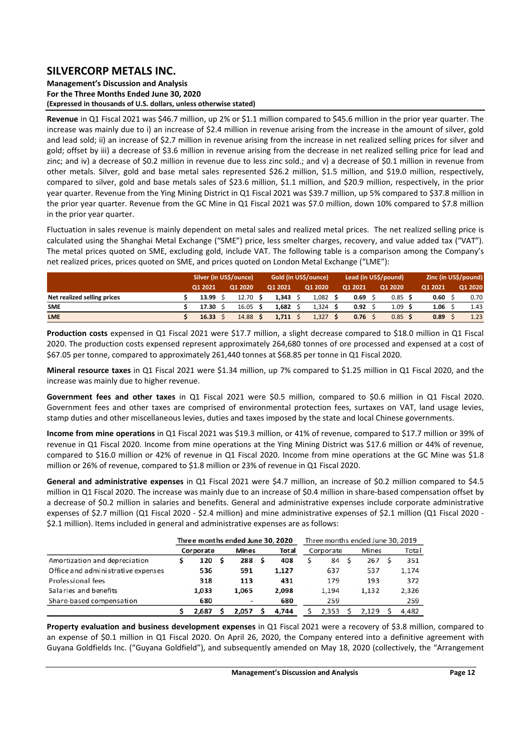**Revenue** in Q1 Fiscal 2021 was $46.7 million, up 2% or $1.1 million compared to $45.6 million in the prior year quarter. The increase was mainly due to i) an increase of $2.4 million in revenue arising from the increase in the amount of silver, gold and lead sold; ii) an increase of $2.7 million in revenue arising from the increase in net realized selling prices for silver and gold; offset by iii) a decrease of $3.6 million in revenue arising from the decrease in net realized selling price for lead and zinc; and iv) a decrease of $0.2 million in revenue due to less zinc sold.; and v) a decrease of $0.1 million in revenue from other metals. Silver, gold and base metal sales represented $26.2 million, $1.5 million, and $19.0 million, respectively, compared to silver, gold and base metals sales of $23.6 million, $1.1 million, and $20.9 million, respectively, in the prior year quarter. Revenue from the Ying Mining District in Q1 Fiscal 2021 was $39.7 million, up 5% compared to $37.8 million in the prior year quarter. Revenue from the GC Mine in Q1 Fiscal 2021 was $7.0 million, down 10% compared to $7.8 million in the prior year quarter.

Fluctuation in sales revenue is mainly dependent on metal sales and realized metal prices. The net realized selling price is calculated using the Shanghai Metal Exchange ("SME") price, less smelter charges, recovery, and value added tax ("VAT"). The metal prices quoted on SME, excluding gold, include VAT. The following table is a comparison among the Company's net realized prices, prices quoted on SME, and prices quoted on London Metal Exchange ("LME"):

| | Silver (in US$/ounce) | | Gold (in US$/ounce) | | Lead (in US$/pound) | | Zinc (in US$/pound) | |
|---|---|---|---|---|---|---|---|---|
| | Q1 2021 | Q1 2020 | Q1 2021 | Q1 2020 | Q1 2021 | Q1 2020 | Q1 2021 | Q1 2020 |
| **Net realized selling prices** | $ **13.99** | $ 12.70 | $ **1,343** | $ 1,082 | $ **0.69** | $ 0.85 | $ **0.60** | $ 0.70 |
| **SME** | $ **17.30** | $ 16.05 | $ **1,682** | $ 1,324 | $ **0.92** | $ 1.09 | $ **1.06** | $ 1.43 |
| **LME** | $ **16.33** | $ 14.88 | $ **1,711** | $ 1,327 | $ **0.76** | $ 0.85 | $ **0.89** | $ 1.23 |

**Production costs** expensed in Q1 Fiscal 2021 were $17.7 million, a slight decrease compared to $18.0 million in Q1 Fiscal 2020. The production costs expensed represent approximately 264,680 tonnes of ore processed and expensed at a cost of $67.05 per tonne, compared to approximately 261,440 tonnes at $68.85 per tonne in Q1 Fiscal 2020.

**Mineral resource taxes** in Q1 Fiscal 2021 were $1.34 million, up 7% compared to $1.25 million in Q1 Fiscal 2020, and the increase was mainly due to higher revenue.

**Government fees and other taxes** in Q1 Fiscal 2021 were $0.5 million, compared to $0.6 million in Q1 Fiscal 2020. Government fees and other taxes are comprised of environmental protection fees, surtaxes on VAT, land usage levies, stamp duties and other miscellaneous levies, duties and taxes imposed by the state and local Chinese governments.

**Income from mine operations** in Q1 Fiscal 2021 was $19.3 million, or 41% of revenue, compared to $17.7 million or 39% of revenue in Q1 Fiscal 2020. Income from mine operations at the Ying Mining District was $17.6 million or 44% of revenue, compared to $16.0 million or 42% of revenue in Q1 Fiscal 2020. Income from mine operations at the GC Mine was $1.8 million or 26% of revenue, compared to $1.8 million or 23% of revenue in Q1 Fiscal 2020.

**General and administrative expenses** in Q1 Fiscal 2021 were $4.7 million, an increase of $0.2 million compared to $4.5 million in Q1 Fiscal 2020. The increase was mainly due to an increase of $0.4 million in share-based compensation offset by a decrease of $0.2 million in salaries and benefits. General and administrative expenses include corporate administrative expenses of $2.7 million (Q1 Fiscal 2020 - $2.4 million) and mine administrative expenses of $2.1 million (Q1 Fiscal 2020 - $2.1 million). Items included in general and administrative expenses are as follows:

| | Three months ended June 30, 2020 | | | Three months ended June 30, 2019 | | |
|---|---|---|---|---|---|---|
| | Corporate | Mines | Total | Corporate | Mines | Total |
| Amortization and depreciation | $ 120 | $ 288 | $ 408 | $ 84 | $ 267 | $ 351 |
| Office and administrative expenses | 536 | 591 | 1,127 | 637 | 537 | 1,174 |
| Professional fees | 318 | 113 | 431 | 179 | 193 | 372 |
| Salaries and benefits | 1,033 | 1,065 | 2,098 | 1,194 | 1,132 | 2,326 |
| Share-based compensation | 680 | - | 680 | 259 | | 259 |
| | $ 2,687 | $ 2,057 | $ 4,744 | $ 2,353 | $ 2,129 | $ 4,482 |

**Property evaluation and business development expenses** in Q1 Fiscal 2021 were a recovery of $3.8 million, compared to an expense of $0.1 million in Q1 Fiscal 2020. On April 26, 2020, the Company entered into a definitive agreement with Guyana Goldfields Inc. ("Guyana Goldfield"), and subsequently amended on May 18, 2020 (collectively, the "Arrangement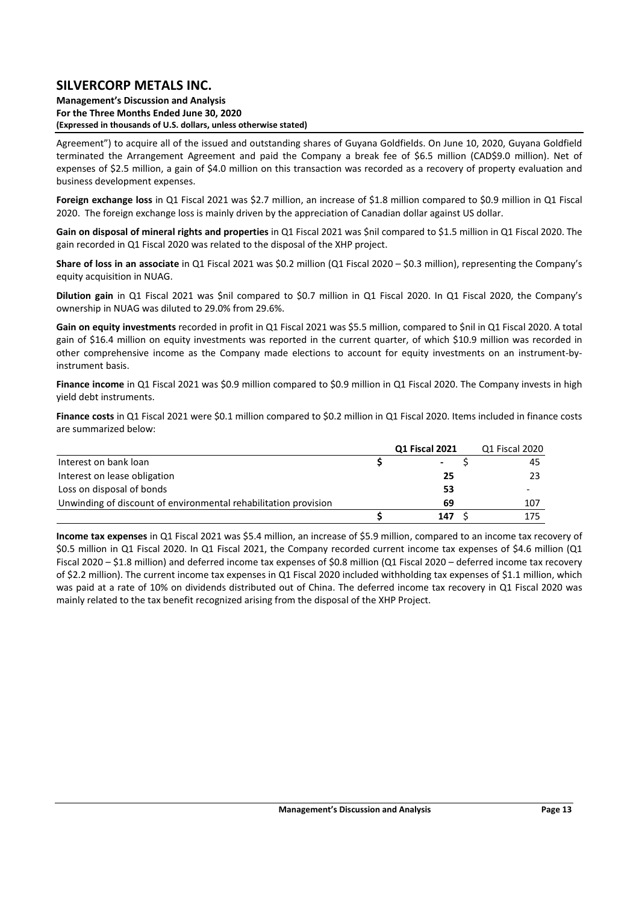Agreement") to acquire all of the issued and outstanding shares of Guyana Goldfields. On June 10, 2020, Guyana Goldfield terminated the Arrangement Agreement and paid the Company a break fee of $6.5 million (CAD$9.0 million). Net of expenses of $2.5 million, a gain of $4.0 million on this transaction was recorded as a recovery of property evaluation and business development expenses.

**Foreign exchange loss** in Q1 Fiscal 2021 was $2.7 million, an increase of $1.8 million compared to $0.9 million in Q1 Fiscal 2020. The foreign exchange loss is mainly driven by the appreciation of Canadian dollar against US dollar.

**Gain on disposal of mineral rights and properties** in Q1 Fiscal 2021 was $nil compared to $1.5 million in Q1 Fiscal 2020. The gain recorded in Q1 Fiscal 2020 was related to the disposal of the XHP project.

**Share of loss in an associate** in Q1 Fiscal 2021 was $0.2 million (Q1 Fiscal 2020 – $0.3 million), representing the Company's equity acquisition in NUAG.

**Dilution gain** in Q1 Fiscal 2021 was $nil compared to $0.7 million in Q1 Fiscal 2020. In Q1 Fiscal 2020, the Company's ownership in NUAG was diluted to 29.0% from 29.6%.

**Gain on equity investments** recorded in profit in Q1 Fiscal 2021 was $5.5 million, compared to $nil in Q1 Fiscal 2020. A total gain of $16.4 million on equity investments was reported in the current quarter, of which $10.9 million was recorded in other comprehensive income as the Company made elections to account for equity investments on an instrument-by-instrument basis.

**Finance income** in Q1 Fiscal 2021 was $0.9 million compared to $0.9 million in Q1 Fiscal 2020. The Company invests in high yield debt instruments.

**Finance costs** in Q1 Fiscal 2021 were $0.1 million compared to $0.2 million in Q1 Fiscal 2020. Items included in finance costs are summarized below:

| | Q1 Fiscal 2021 | Q1 Fiscal 2020 |
|---|---|---|
| Interest on bank loan | $ - | $ 45 |
| Interest on lease obligation | 25 | 23 |
| Loss on disposal of bonds | 53 | - |
| Unwinding of discount of environmental rehabilitation provision | 69 | 107 |
| | $ 147 | $ 175 |

**Income tax expenses** in Q1 Fiscal 2021 was $5.4 million, an increase of $5.9 million, compared to an income tax recovery of $0.5 million in Q1 Fiscal 2020. In Q1 Fiscal 2021, the Company recorded current income tax expenses of $4.6 million (Q1 Fiscal 2020 – $1.8 million) and deferred income tax expenses of $0.8 million (Q1 Fiscal 2020 – deferred income tax recovery of $2.2 million). The current income tax expenses in Q1 Fiscal 2020 included withholding tax expenses of $1.1 million, which was paid at a rate of 10% on dividends distributed out of China. The deferred income tax recovery in Q1 Fiscal 2020 was mainly related to the tax benefit recognized arising from the disposal of the XHP Project.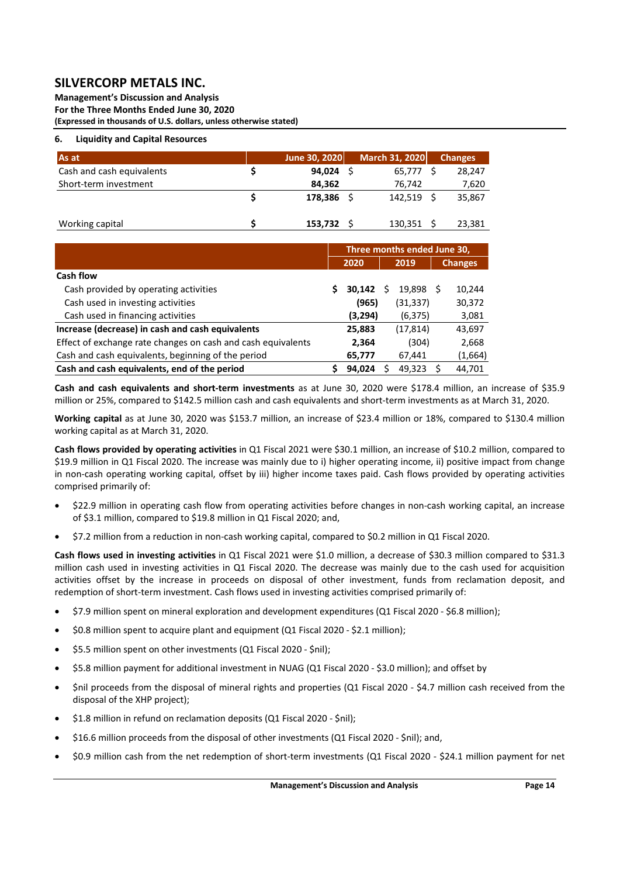## 6. Liquidity and Capital Resources

| As at | | June 30, 2020 | March 31, 2020 | Changes |
|---|---|---|---|---|
| Cash and cash equivalents | $ | 94,024 | $ 65,777 | $ 28,247 |
| Short-term investment | | 84,362 | 76,742 | 7,620 |
| | $ | 178,386 | $ 142,519 | $ 35,867 |
| | | | | |
| Working capital | $ | 153,732 | $ 130,351 | $ 23,381 |

| | Three months ended June 30, | | |
|---|---|---|---|
| | 2020 | 2019 | Changes |
| **Cash flow** | | | |
| Cash provided by operating activities | $ 30,142 | $ 19,898 | $ 10,244 |
| Cash used in investing activities | (965) | (31,337) | 30,372 |
| Cash used in financing activities | (3,294) | (6,375) | 3,081 |
| **Increase (decrease) in cash and cash equivalents** | 25,883 | (17,814) | 43,697 |
| Effect of exchange rate changes on cash and cash equivalents | 2,364 | (304) | 2,668 |
| Cash and cash equivalents, beginning of the period | 65,777 | 67,441 | (1,664) |
| **Cash and cash equivalents, end of the period** | $ 94,024 | $ 49,323 | $ 44,701 |

**Cash and cash equivalents and short-term investments** as at June 30, 2020 were $178.4 million, an increase of $35.9 million or 25%, compared to $142.5 million cash and cash equivalents and short-term investments as at March 31, 2020.

**Working capital** as at June 30, 2020 was $153.7 million, an increase of $23.4 million or 18%, compared to $130.4 million working capital as at March 31, 2020.

**Cash flows provided by operating activities** in Q1 Fiscal 2021 were $30.1 million, an increase of $10.2 million, compared to $19.9 million in Q1 Fiscal 2020. The increase was mainly due to i) higher operating income, ii) positive impact from change in non-cash operating working capital, offset by iii) higher income taxes paid. Cash flows provided by operating activities comprised primarily of:

- $22.9 million in operating cash flow from operating activities before changes in non-cash working capital, an increase of $3.1 million, compared to $19.8 million in Q1 Fiscal 2020; and,
- $7.2 million from a reduction in non-cash working capital, compared to $0.2 million in Q1 Fiscal 2020.

**Cash flows used in investing activities** in Q1 Fiscal 2021 were $1.0 million, a decrease of $30.3 million compared to $31.3 million cash used in investing activities in Q1 Fiscal 2020. The decrease was mainly due to the cash used for acquisition activities offset by the increase in proceeds on disposal of other investment, funds from reclamation deposit, and redemption of short-term investment. Cash flows used in investing activities comprised primarily of:

- $7.9 million spent on mineral exploration and development expenditures (Q1 Fiscal 2020 - $6.8 million);
- $0.8 million spent to acquire plant and equipment (Q1 Fiscal 2020 - $2.1 million);
- $5.5 million spent on other investments (Q1 Fiscal 2020 - $nil);
- $5.8 million payment for additional investment in NUAG (Q1 Fiscal 2020 - $3.0 million); and offset by
- $nil proceeds from the disposal of mineral rights and properties (Q1 Fiscal 2020 - $4.7 million cash received from the disposal of the XHP project);
- $1.8 million in refund on reclamation deposits (Q1 Fiscal 2020 - $nil);
- $16.6 million proceeds from the disposal of other investments (Q1 Fiscal 2020 - $nil); and,
- $0.9 million cash from the net redemption of short-term investments (Q1 Fiscal 2020 - $24.1 million payment for net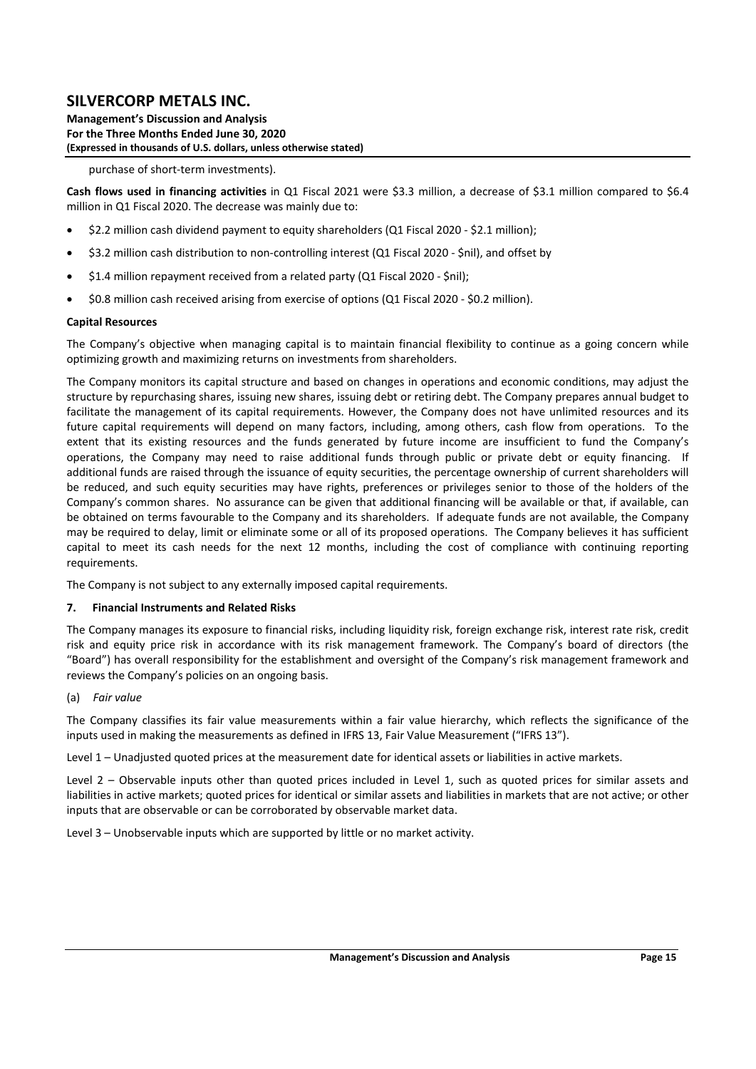purchase of short-term investments).

**Cash flows used in financing activities** in Q1 Fiscal 2021 were $3.3 million, a decrease of $3.1 million compared to $6.4 million in Q1 Fiscal 2020. The decrease was mainly due to:

- $2.2 million cash dividend payment to equity shareholders (Q1 Fiscal 2020 - $2.1 million);
- $3.2 million cash distribution to non-controlling interest (Q1 Fiscal 2020 - $nil), and offset by
- $1.4 million repayment received from a related party (Q1 Fiscal 2020 - $nil);
- $0.8 million cash received arising from exercise of options (Q1 Fiscal 2020 - $0.2 million).

**Capital Resources**

The Company's objective when managing capital is to maintain financial flexibility to continue as a going concern while optimizing growth and maximizing returns on investments from shareholders.

The Company monitors its capital structure and based on changes in operations and economic conditions, may adjust the structure by repurchasing shares, issuing new shares, issuing debt or retiring debt. The Company prepares annual budget to facilitate the management of its capital requirements. However, the Company does not have unlimited resources and its future capital requirements will depend on many factors, including, among others, cash flow from operations. To the extent that its existing resources and the funds generated by future income are insufficient to fund the Company's operations, the Company may need to raise additional funds through public or private debt or equity financing. If additional funds are raised through the issuance of equity securities, the percentage ownership of current shareholders will be reduced, and such equity securities may have rights, preferences or privileges senior to those of the holders of the Company's common shares. No assurance can be given that additional financing will be available or that, if available, can be obtained on terms favourable to the Company and its shareholders. If adequate funds are not available, the Company may be required to delay, limit or eliminate some or all of its proposed operations. The Company believes it has sufficient capital to meet its cash needs for the next 12 months, including the cost of compliance with continuing reporting requirements.

The Company is not subject to any externally imposed capital requirements.

## 7. Financial Instruments and Related Risks

The Company manages its exposure to financial risks, including liquidity risk, foreign exchange risk, interest rate risk, credit risk and equity price risk in accordance with its risk management framework. The Company's board of directors (the "Board") has overall responsibility for the establishment and oversight of the Company's risk management framework and reviews the Company's policies on an ongoing basis.

(a) *Fair value*

The Company classifies its fair value measurements within a fair value hierarchy, which reflects the significance of the inputs used in making the measurements as defined in IFRS 13, Fair Value Measurement ("IFRS 13").

Level 1 – Unadjusted quoted prices at the measurement date for identical assets or liabilities in active markets.

Level 2 – Observable inputs other than quoted prices included in Level 1, such as quoted prices for similar assets and liabilities in active markets; quoted prices for identical or similar assets and liabilities in markets that are not active; or other inputs that are observable or can be corroborated by observable market data.

Level 3 – Unobservable inputs which are supported by little or no market activity.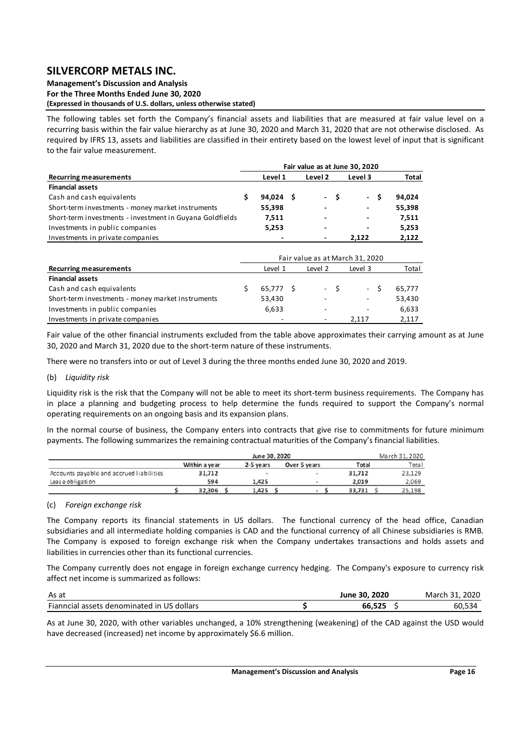The following tables set forth the Company's financial assets and liabilities that are measured at fair value level on a recurring basis within the fair value hierarchy as at June 30, 2020 and March 31, 2020 that are not otherwise disclosed. As required by IFRS 13, assets and liabilities are classified in their entirety based on the lowest level of input that is significant to the fair value measurement.

| | Fair value as at June 30, 2020 | | | |
|---|---|---|---|---|
| **Recurring measurements** | **Level 1** | **Level 2** | **Level 3** | **Total** |
| **Financial assets** | | | | |
| Cash and cash equivalents | $ 94,024 | $ - | $ - | $ 94,024 |
| Short-term investments - money market instruments | 55,398 | - | - | 55,398 |
| Short-term investments - investment in Guyana Goldfields | 7,511 | - | - | 7,511 |
| Investments in public companies | 5,253 | - | - | 5,253 |
| Investments in private companies | - | - | 2,122 | 2,122 |

| | Fair value as at March 31, 2020 | | | |
|---|---|---|---|---|
| **Recurring measurements** | Level 1 | Level 2 | Level 3 | Total |
| **Financial assets** | | | | |
| Cash and cash equivalents | $ 65,777 | $ - | $ - | $ 65,777 |
| Short-term investments - money market instruments | 53,430 | - | - | 53,430 |
| Investments in public companies | 6,633 | - | - | 6,633 |
| Investments in private companies | - | - | 2,117 | 2,117 |

Fair value of the other financial instruments excluded from the table above approximates their carrying amount as at June 30, 2020 and March 31, 2020 due to the short-term nature of these instruments.

There were no transfers into or out of Level 3 during the three months ended June 30, 2020 and 2019.

(b) *Liquidity risk*

Liquidity risk is the risk that the Company will not be able to meet its short-term business requirements. The Company has in place a planning and budgeting process to help determine the funds required to support the Company's normal operating requirements on an ongoing basis and its expansion plans.

In the normal course of business, the Company enters into contracts that give rise to commitments for future minimum payments. The following summarizes the remaining contractual maturities of the Company's financial liabilities.

| | June 30, 2020 | | | | March 31, 2020 |
|---|---|---|---|---|---|
| | **Within a year** | **2-5 years** | **Over 5 years** | **Total** | Total |
| Accounts payable and accrued liabilities | 31,712 | - | - | 31,712 | 23,129 |
| Lease obligation | 594 | 1,425 | - | 2,019 | 2,069 |
| | $ 32,306 | $ 1,425 | $ - | $ 33,731 | $ 25,198 |

(c) *Foreign exchange risk*

The Company reports its financial statements in US dollars. The functional currency of the head office, Canadian subsidiaries and all intermediate holding companies is CAD and the functional currency of all Chinese subsidiaries is RMB. The Company is exposed to foreign exchange risk when the Company undertakes transactions and holds assets and liabilities in currencies other than its functional currencies.

The Company currently does not engage in foreign exchange currency hedging. The Company's exposure to currency risk affect net income is summarized as follows:

| As at | June 30, 2020 | March 31, 2020 |
|---|---|---|
| Fianncial assets denominated in US dollars | $ 66,525 | $ 60,534 |

As at June 30, 2020, with other variables unchanged, a 10% strengthening (weakening) of the CAD against the USD would have decreased (increased) net income by approximately $6.6 million.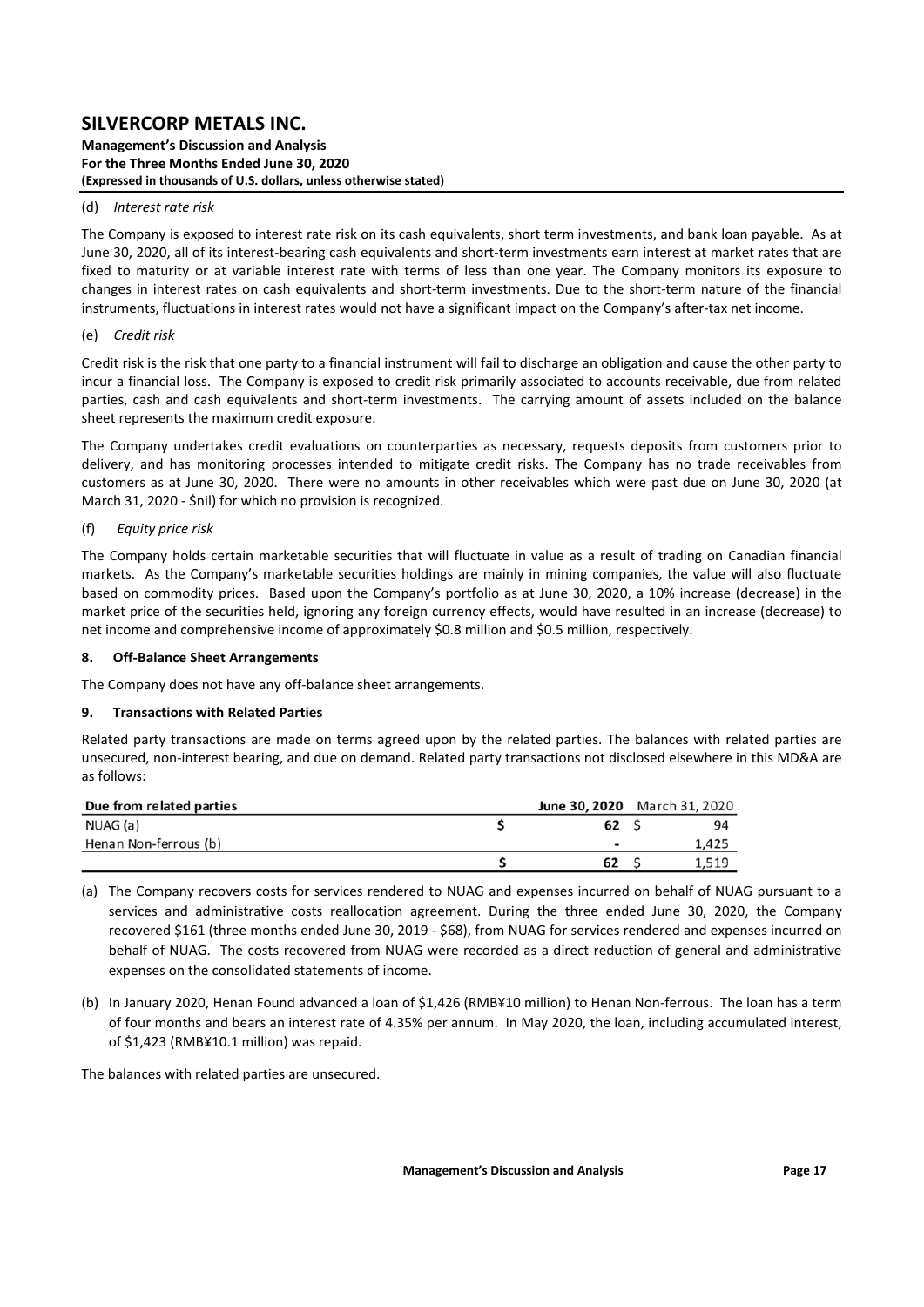(d) *Interest rate risk*

The Company is exposed to interest rate risk on its cash equivalents, short term investments, and bank loan payable. As at June 30, 2020, all of its interest-bearing cash equivalents and short-term investments earn interest at market rates that are fixed to maturity or at variable interest rate with terms of less than one year. The Company monitors its exposure to changes in interest rates on cash equivalents and short-term investments. Due to the short-term nature of the financial instruments, fluctuations in interest rates would not have a significant impact on the Company's after-tax net income.

(e) *Credit risk*

Credit risk is the risk that one party to a financial instrument will fail to discharge an obligation and cause the other party to incur a financial loss. The Company is exposed to credit risk primarily associated to accounts receivable, due from related parties, cash and cash equivalents and short-term investments. The carrying amount of assets included on the balance sheet represents the maximum credit exposure.

The Company undertakes credit evaluations on counterparties as necessary, requests deposits from customers prior to delivery, and has monitoring processes intended to mitigate credit risks. The Company has no trade receivables from customers as at June 30, 2020. There were no amounts in other receivables which were past due on June 30, 2020 (at March 31, 2020 - $nil) for which no provision is recognized.

(f) *Equity price risk*

The Company holds certain marketable securities that will fluctuate in value as a result of trading on Canadian financial markets. As the Company's marketable securities holdings are mainly in mining companies, the value will also fluctuate based on commodity prices. Based upon the Company's portfolio as at June 30, 2020, a 10% increase (decrease) in the market price of the securities held, ignoring any foreign currency effects, would have resulted in an increase (decrease) to net income and comprehensive income of approximately $0.8 million and $0.5 million, respectively.

## 8. Off-Balance Sheet Arrangements

The Company does not have any off-balance sheet arrangements.

## 9. Transactions with Related Parties

Related party transactions are made on terms agreed upon by the related parties. The balances with related parties are unsecured, non-interest bearing, and due on demand. Related party transactions not disclosed elsewhere in this MD&A are as follows:

| Due from related parties | June 30, 2020 | March 31, 2020 |
|---|---|---|
| NUAG (a) | $ 62 | $ 94 |
| Henan Non-ferrous (b) | - | 1,425 |
| | $ 62 | $ 1,519 |

(a) The Company recovers costs for services rendered to NUAG and expenses incurred on behalf of NUAG pursuant to a services and administrative costs reallocation agreement. During the three ended June 30, 2020, the Company recovered $161 (three months ended June 30, 2019 - $68), from NUAG for services rendered and expenses incurred on behalf of NUAG. The costs recovered from NUAG were recorded as a direct reduction of general and administrative expenses on the consolidated statements of income.

(b) In January 2020, Henan Found advanced a loan of $1,426 (RMB¥10 million) to Henan Non-ferrous. The loan has a term of four months and bears an interest rate of 4.35% per annum. In May 2020, the loan, including accumulated interest, of $1,423 (RMB¥10.1 million) was repaid.

The balances with related parties are unsecured.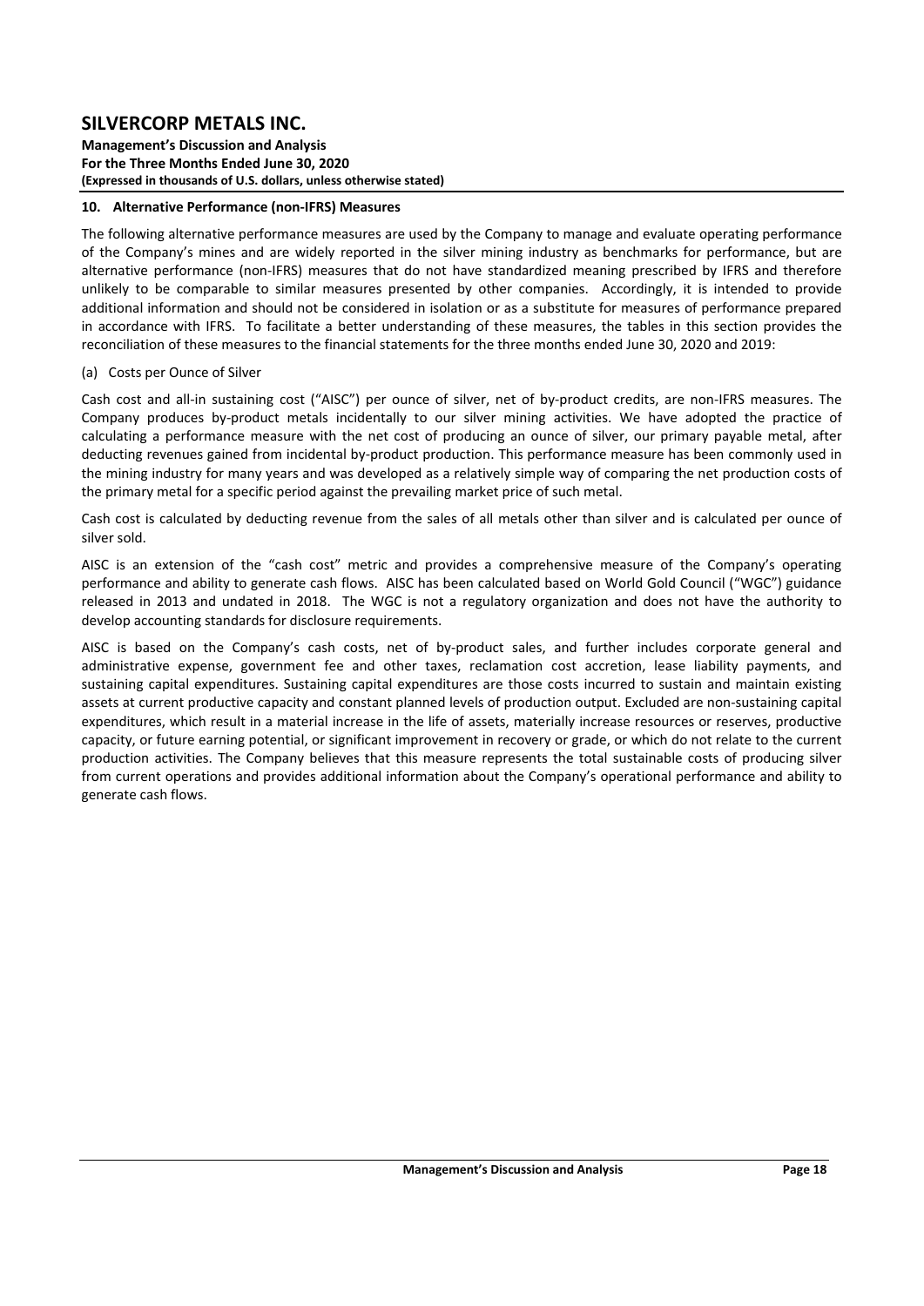## 10. Alternative Performance (non-IFRS) Measures

The following alternative performance measures are used by the Company to manage and evaluate operating performance of the Company's mines and are widely reported in the silver mining industry as benchmarks for performance, but are alternative performance (non-IFRS) measures that do not have standardized meaning prescribed by IFRS and therefore unlikely to be comparable to similar measures presented by other companies. Accordingly, it is intended to provide additional information and should not be considered in isolation or as a substitute for measures of performance prepared in accordance with IFRS. To facilitate a better understanding of these measures, the tables in this section provides the reconciliation of these measures to the financial statements for the three months ended June 30, 2020 and 2019:

(a) Costs per Ounce of Silver

Cash cost and all-in sustaining cost ("AISC") per ounce of silver, net of by-product credits, are non-IFRS measures. The Company produces by-product metals incidentally to our silver mining activities. We have adopted the practice of calculating a performance measure with the net cost of producing an ounce of silver, our primary payable metal, after deducting revenues gained from incidental by-product production. This performance measure has been commonly used in the mining industry for many years and was developed as a relatively simple way of comparing the net production costs of the primary metal for a specific period against the prevailing market price of such metal.

Cash cost is calculated by deducting revenue from the sales of all metals other than silver and is calculated per ounce of silver sold.

AISC is an extension of the "cash cost" metric and provides a comprehensive measure of the Company's operating performance and ability to generate cash flows. AISC has been calculated based on World Gold Council ("WGC") guidance released in 2013 and undated in 2018. The WGC is not a regulatory organization and does not have the authority to develop accounting standards for disclosure requirements.

AISC is based on the Company's cash costs, net of by-product sales, and further includes corporate general and administrative expense, government fee and other taxes, reclamation cost accretion, lease liability payments, and sustaining capital expenditures. Sustaining capital expenditures are those costs incurred to sustain and maintain existing assets at current productive capacity and constant planned levels of production output. Excluded are non-sustaining capital expenditures, which result in a material increase in the life of assets, materially increase resources or reserves, productive capacity, or future earning potential, or significant improvement in recovery or grade, or which do not relate to the current production activities. The Company believes that this measure represents the total sustainable costs of producing silver from current operations and provides additional information about the Company's operational performance and ability to generate cash flows.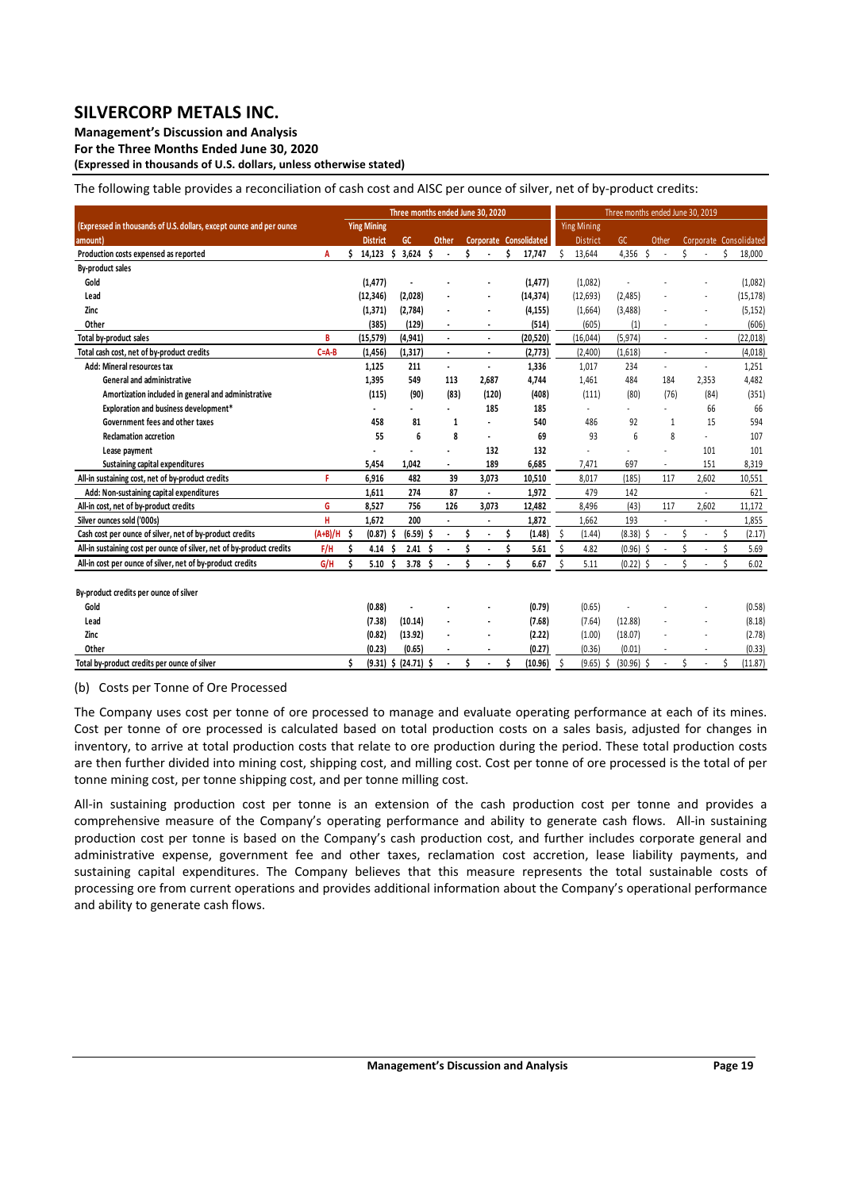The following table provides a reconciliation of cash cost and AISC per ounce of silver, net of by-product credits:

| (Expressed in thousands of U.S. dollars, except ounce and per ounce amount) | | Three months ended June 30, 2020 | | | | | Three months ended June 30, 2019 | | | | |
|---|---|---|---|---|---|---|---|---|---|---|---|
| | | Ying Mining District | GC | Other | Corporate | Consolidated | Ying Mining District | GC | Other | Corporate | Consolidated |
| **Production costs expensed as reported** | A | $ 14,123 | $ 3,624 | $ - | $ - | $ 17,747 | $ 13,644 | 4,356 | $ - | $ - | $ 18,000 |
| **By-product sales** | | | | | | | | | | | |
| Gold | | (1,477) | - | - | - | (1,477) | (1,082) | - | - | - | (1,082) |
| Lead | | (12,346) | (2,028) | - | - | (14,374) | (12,693) | (2,485) | - | - | (15,178) |
| Zinc | | (1,371) | (2,784) | - | - | (4,155) | (1,664) | (3,488) | - | - | (5,152) |
| Other | | (385) | (129) | - | - | (514) | (605) | (1) | - | - | (606) |
| **Total by-product sales** | B | (15,579) | (4,941) | - | - | (20,520) | (16,044) | (5,974) | - | - | (22,018) |
| **Total cash cost, net of by-product credits** | C=A-B | (1,456) | (1,317) | - | - | (2,773) | (2,400) | (1,618) | - | - | (4,018) |
| Add: Mineral resources tax | | 1,125 | 211 | - | - | 1,336 | 1,017 | 234 | - | - | 1,251 |
| General and administrative | | 1,395 | 549 | 113 | 2,687 | 4,744 | 1,461 | 484 | 184 | 2,353 | 4,482 |
| Amortization included in general and administrative | | (115) | (90) | (83) | (120) | (408) | (111) | (80) | (76) | (84) | (351) |
| Exploration and business development* | | - | - | - | 185 | 185 | - | - | - | 66 | 66 |
| Government fees and other taxes | | 458 | 81 | 1 | - | 540 | 486 | 92 | 1 | 15 | 594 |
| Reclamation accretion | | 55 | 6 | 8 | - | 69 | 93 | 6 | 8 | - | 107 |
| Lease payment | | - | - | - | 132 | 132 | - | - | - | 101 | 101 |
| Sustaining capital expenditures | | 5,454 | 1,042 | - | 189 | 6,685 | 7,471 | 697 | - | 151 | 8,319 |
| **All-in sustaining cost, net of by-product credits** | F | 6,916 | 482 | 39 | 3,073 | 10,510 | 8,017 | (185) | 117 | 2,602 | 10,551 |
| Add: Non-sustaining capital expenditures | | 1,611 | 274 | 87 | - | 1,972 | 479 | 142 | | - | 621 |
| **All-in cost, net of by-product credits** | G | 8,527 | 756 | 126 | 3,073 | 12,482 | 8,496 | (43) | 117 | 2,602 | 11,172 |
| **Silver ounces sold ('000s)** | H | 1,672 | 200 | - | - | 1,872 | 1,662 | 193 | - | - | 1,855 |
| **Cash cost per ounce of silver, net of by-product credits** | (A+B)/H | $ (0.87) | $ (6.59) | $ - | $ - | $ (1.48) | $ (1.44) | (8.38) | $ - | $ - | $ (2.17) |
| **All-in sustaining cost per ounce of silver, net of by-product credits** | F/H | $ 4.14 | $ 2.41 | $ - | $ - | $ 5.61 | $ 4.82 | (0.96) | $ - | $ - | $ 5.69 |
| **All-in cost per ounce of silver, net of by-product credits** | G/H | $ 5.10 | $ 3.78 | $ - | $ - | $ 6.67 | $ 5.11 | (0.22) | $ - | $ - | $ 6.02 |
| | | | | | | | | | | | |
| **By-product credits per ounce of silver** | | | | | | | | | | | |
| Gold | | (0.88) | - | - | - | (0.79) | (0.65) | - | - | - | (0.58) |
| Lead | | (7.38) | (10.14) | - | - | (7.68) | (7.64) | (12.88) | - | - | (8.18) |
| Zinc | | (0.82) | (13.92) | - | - | (2.22) | (1.00) | (18.07) | - | - | (2.78) |
| Other | | (0.23) | (0.65) | - | - | (0.27) | (0.36) | (0.01) | - | - | (0.33) |
| **Total by-product credits per ounce of silver** | | $ (9.31) | $ (24.71) | $ - | $ - | $ (10.96) | $ (9.65) | $ (30.96) | $ - | $ - | $ (11.87) |

(b) Costs per Tonne of Ore Processed

The Company uses cost per tonne of ore processed to manage and evaluate operating performance at each of its mines. Cost per tonne of ore processed is calculated based on total production costs on a sales basis, adjusted for changes in inventory, to arrive at total production costs that relate to ore production during the period. These total production costs are then further divided into mining cost, shipping cost, and milling cost. Cost per tonne of ore processed is the total of per tonne mining cost, per tonne shipping cost, and per tonne milling cost.

All-in sustaining production cost per tonne is an extension of the cash production cost per tonne and provides a comprehensive measure of the Company's operating performance and ability to generate cash flows. All-in sustaining production cost per tonne is based on the Company's cash production cost, and further includes corporate general and administrative expense, government fee and other taxes, reclamation cost accretion, lease liability payments, and sustaining capital expenditures. The Company believes that this measure represents the total sustainable costs of processing ore from current operations and provides additional information about the Company's operational performance and ability to generate cash flows.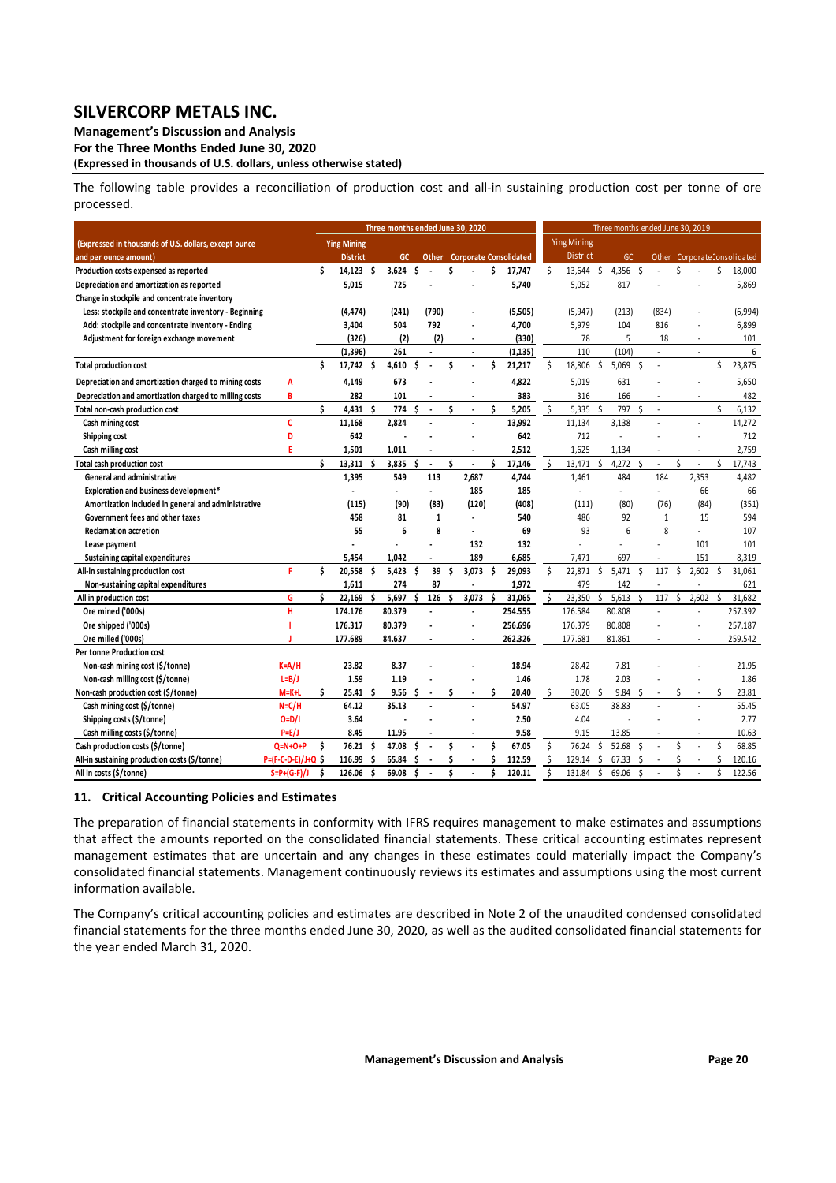The following table provides a reconciliation of production cost and all-in sustaining production cost per tonne of ore processed.

| (Expressed in thousands of U.S. dollars, except ounce and per ounce amount) | | Three months ended June 30, 2020 | | | | | Three months ended June 30, 2019 | | | | |
|---|---|---|---|---|---|---|---|---|---|---|---|
| | | Ying Mining District | GC | Other | Corporate | Consolidated | Ying Mining District | GC | Other | Corporate | Consolidated |
| Production costs expensed as reported | | $ 14,123 | $ 3,624 | $ - | $ - | $ 17,747 | $ 13,644 | $ 4,356 | $ - | $ - | $ 18,000 |
| Depreciation and amortization as reported | | 5,015 | 725 | - | - | 5,740 | 5,052 | 817 | - | - | 5,869 |
| Change in stockpile and concentrate inventory | | | | | | | | | | | |
| Less: stockpile and concentrate inventory - Beginning | | (4,474) | (241) | (790) | - | (5,505) | (5,947) | (213) | (834) | - | (6,994) |
| Add: stockpile and concentrate inventory - Ending | | 3,404 | 504 | 792 | - | 4,700 | 5,979 | 104 | 816 | - | 6,899 |
| Adjustment for foreign exchange movement | | (326) | (2) | (2) | - | (330) | 78 | 5 | 18 | - | 101 |
| | | (1,396) | 261 | - | - | (1,135) | 110 | (104) | - | - | 6 |
| Total production cost | | $ 17,742 | $ 4,610 | $ - | $ - | $ 21,217 | $ 18,806 | $ 5,069 | $ - | | $ 23,875 |
| Depreciation and amortization charged to mining costs | A | 4,149 | 673 | - | - | 4,822 | 5,019 | 631 | - | - | 5,650 |
| Depreciation and amortization charged to milling costs | B | 282 | 101 | - | - | 383 | 316 | 166 | - | - | 482 |
| Total non-cash production cost | | $ 4,431 | $ 774 | $ - | $ - | $ 5,205 | $ 5,335 | $ 797 | $ - | | $ 6,132 |
| Cash mining cost | C | 11,168 | 2,824 | - | - | 13,992 | 11,134 | 3,138 | - | - | 14,272 |
| Shipping cost | D | 642 | - | - | - | 642 | 712 | - | - | - | 712 |
| Cash milling cost | E | 1,501 | 1,011 | - | - | 2,512 | 1,625 | 1,134 | - | - | 2,759 |
| Total cash production cost | | $ 13,311 | $ 3,835 | $ - | $ - | $ 17,146 | $ 13,471 | $ 4,272 | $ - | $ - | $ 17,743 |
| General and administrative | | 1,395 | 549 | 113 | 2,687 | 4,744 | 1,461 | 484 | 184 | 2,353 | 4,482 |
| Exploration and business development* | | - | - | - | 185 | 185 | - | - | - | 66 | 66 |
| Amortization included in general and administrative | | (115) | (90) | (83) | (120) | (408) | (111) | (80) | (76) | (84) | (351) |
| Government fees and other taxes | | 458 | 81 | 1 | - | 540 | 486 | 92 | 1 | 15 | 594 |
| Reclamation accretion | | 55 | 6 | 8 | - | 69 | 93 | 6 | 8 | - | 107 |
| Lease payment | | - | - | - | 132 | 132 | - | - | - | 101 | 101 |
| Sustaining capital expenditures | | 5,454 | 1,042 | - | 189 | 6,685 | 7,471 | 697 | - | 151 | 8,319 |
| All-in sustaining production cost | F | $ 20,558 | $ 5,423 | $ 39 | $ 3,073 | $ 29,093 | $ 22,871 | $ 5,471 | $ 117 | $ 2,602 | $ 31,061 |
| Non-sustaining capital expenditures | | 1,611 | 274 | 87 | - | 1,972 | 479 | 142 | - | - | 621 |
| All in production cost | G | $ 22,169 | $ 5,697 | $ 126 | $ 3,073 | $ 31,065 | $ 23,350 | $ 5,613 | $ 117 | $ 2,602 | $ 31,682 |
| Ore mined ('000s) | H | 174.176 | 80.379 | - | - | 254.555 | 176.584 | 80.808 | - | - | 257.392 |
| Ore shipped ('000s) | I | 176.317 | 80.379 | - | - | 256.696 | 176.379 | 80.808 | - | - | 257.187 |
| Ore milled ('000s) | J | 177.689 | 84.637 | - | - | 262.326 | 177.681 | 81.861 | - | - | 259.542 |
| Per tonne Production cost | | | | | | | | | | | |
| Non-cash mining cost ($/tonne) | K=A/H | 23.82 | 8.37 | - | - | 18.94 | 28.42 | 7.81 | - | - | 21.95 |
| Non-cash milling cost ($/tonne) | L=B/J | 1.59 | 1.19 | - | - | 1.46 | 1.78 | 2.03 | - | - | 1.86 |
| Non-cash production cost ($/tonne) | M=K+L | $ 25.41 | $ 9.56 | $ - | $ - | $ 20.40 | $ 30.20 | $ 9.84 | $ - | $ - | $ 23.81 |
| Cash mining cost ($/tonne) | N=C/H | 64.12 | 35.13 | - | - | 54.97 | 63.05 | 38.83 | - | - | 55.45 |
| Shipping costs ($/tonne) | O=D/I | 3.64 | - | - | - | 2.50 | 4.04 | - | - | - | 2.77 |
| Cash milling costs ($/tonne) | P=E/J | 8.45 | 11.95 | - | - | 9.58 | 9.15 | 13.85 | - | - | 10.63 |
| Cash production costs ($/tonne) | Q=N+O+P | $ 76.21 | $ 47.08 | $ - | $ - | $ 67.05 | $ 76.24 | $ 52.68 | $ - | $ - | $ 68.85 |
| All-in sustaining production costs ($/tonne) | P=(F-C-D-E)/J+Q | $ 116.99 | $ 65.84 | $ - | $ - | $ 112.59 | $ 129.14 | $ 67.33 | $ - | $ - | $ 120.16 |
| All in costs ($/tonne) | S=P+(G-F)/J | $ 126.06 | $ 69.08 | $ - | $ - | $ 120.11 | $ 131.84 | $ 69.06 | $ - | $ - | $ 122.56 |

## 11. Critical Accounting Policies and Estimates

The preparation of financial statements in conformity with IFRS requires management to make estimates and assumptions that affect the amounts reported on the consolidated financial statements. These critical accounting estimates represent management estimates that are uncertain and any changes in these estimates could materially impact the Company's consolidated financial statements. Management continuously reviews its estimates and assumptions using the most current information available.

The Company's critical accounting policies and estimates are described in Note 2 of the unaudited condensed consolidated financial statements for the three months ended June 30, 2020, as well as the audited consolidated financial statements for the year ended March 31, 2020.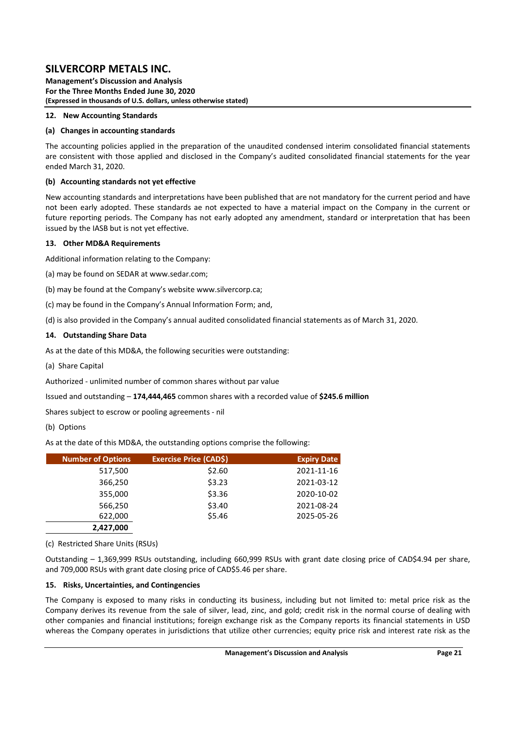### 12. New Accounting Standards

#### (a) Changes in accounting standards

The accounting policies applied in the preparation of the unaudited condensed interim consolidated financial statements are consistent with those applied and disclosed in the Company's audited consolidated financial statements for the year ended March 31, 2020.

#### (b) Accounting standards not yet effective

New accounting standards and interpretations have been published that are not mandatory for the current period and have not been early adopted. These standards ae not expected to have a material impact on the Company in the current or future reporting periods. The Company has not early adopted any amendment, standard or interpretation that has been issued by the IASB but is not yet effective.

### 13. Other MD&A Requirements

Additional information relating to the Company:

(a) may be found on SEDAR at www.sedar.com;

(b) may be found at the Company's website www.silvercorp.ca;

(c) may be found in the Company's Annual Information Form; and,

(d) is also provided in the Company's annual audited consolidated financial statements as of March 31, 2020.

### 14. Outstanding Share Data

As at the date of this MD&A, the following securities were outstanding:

(a) Share Capital

Authorized - unlimited number of common shares without par value

Issued and outstanding – **174,444,465** common shares with a recorded value of **$245.6 million**

Shares subject to escrow or pooling agreements - nil

(b) Options

As at the date of this MD&A, the outstanding options comprise the following:

| Number of Options | Exercise Price (CAD$) | Expiry Date |
|---|---|---|
| 517,500 | $2.60 | 2021-11-16 |
| 366,250 | $3.23 | 2021-03-12 |
| 355,000 | $3.36 | 2020-10-02 |
| 566,250 | $3.40 | 2021-08-24 |
| 622,000 | $5.46 | 2025-05-26 |
| **2,427,000** | | |

(c) Restricted Share Units (RSUs)

Outstanding – 1,369,999 RSUs outstanding, including 660,999 RSUs with grant date closing price of CAD$4.94 per share, and 709,000 RSUs with grant date closing price of CAD$5.46 per share.

### 15. Risks, Uncertainties, and Contingencies

The Company is exposed to many risks in conducting its business, including but not limited to: metal price risk as the Company derives its revenue from the sale of silver, lead, zinc, and gold; credit risk in the normal course of dealing with other companies and financial institutions; foreign exchange risk as the Company reports its financial statements in USD whereas the Company operates in jurisdictions that utilize other currencies; equity price risk and interest rate risk as the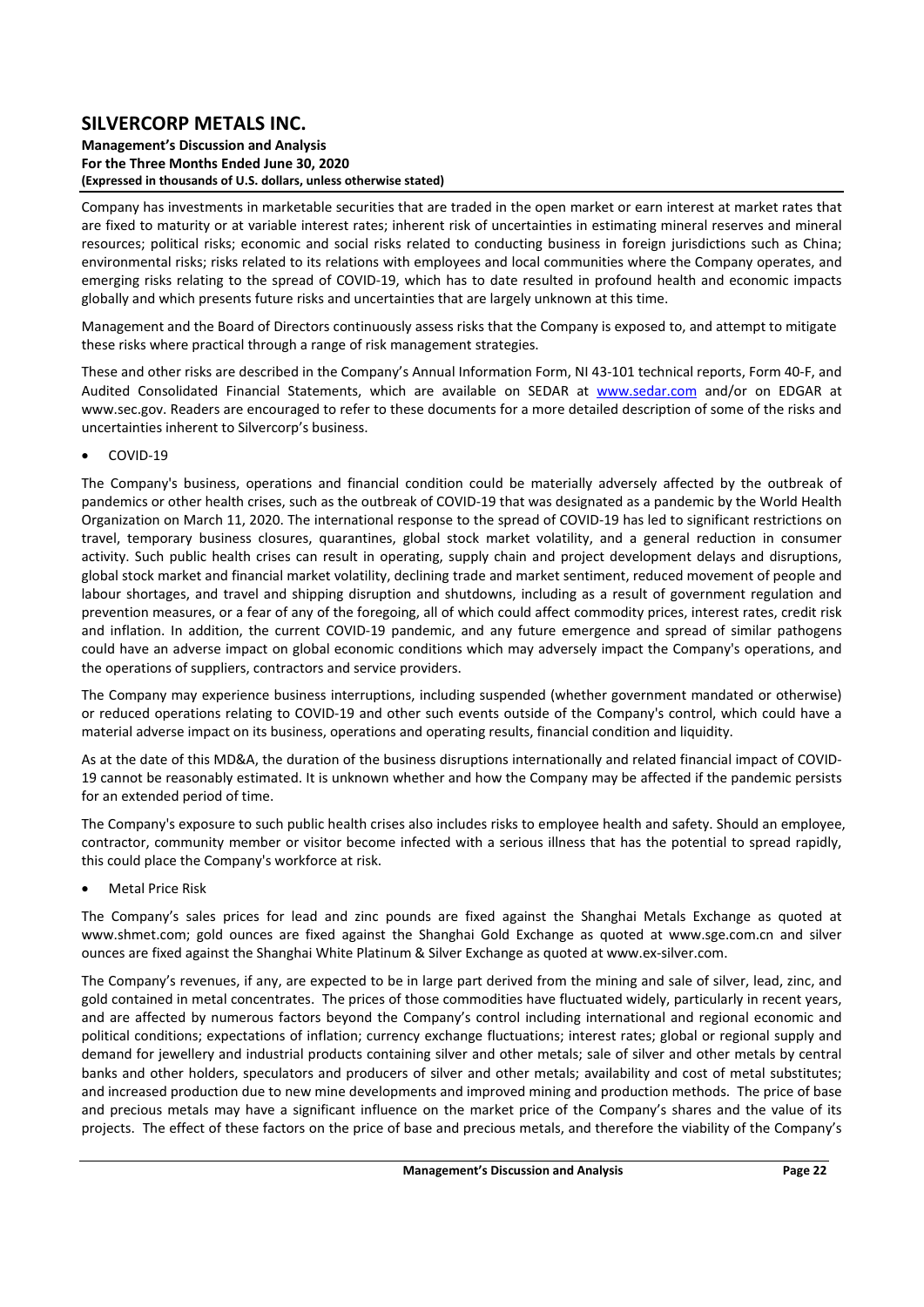Company has investments in marketable securities that are traded in the open market or earn interest at market rates that are fixed to maturity or at variable interest rates; inherent risk of uncertainties in estimating mineral reserves and mineral resources; political risks; economic and social risks related to conducting business in foreign jurisdictions such as China; environmental risks; risks related to its relations with employees and local communities where the Company operates, and emerging risks relating to the spread of COVID-19, which has to date resulted in profound health and economic impacts globally and which presents future risks and uncertainties that are largely unknown at this time.

Management and the Board of Directors continuously assess risks that the Company is exposed to, and attempt to mitigate these risks where practical through a range of risk management strategies.

These and other risks are described in the Company's Annual Information Form, NI 43-101 technical reports, Form 40-F, and Audited Consolidated Financial Statements, which are available on SEDAR at www.sedar.com and/or on EDGAR at www.sec.gov. Readers are encouraged to refer to these documents for a more detailed description of some of the risks and uncertainties inherent to Silvercorp's business.

- COVID-19

The Company's business, operations and financial condition could be materially adversely affected by the outbreak of pandemics or other health crises, such as the outbreak of COVID-19 that was designated as a pandemic by the World Health Organization on March 11, 2020. The international response to the spread of COVID-19 has led to significant restrictions on travel, temporary business closures, quarantines, global stock market volatility, and a general reduction in consumer activity. Such public health crises can result in operating, supply chain and project development delays and disruptions, global stock market and financial market volatility, declining trade and market sentiment, reduced movement of people and labour shortages, and travel and shipping disruption and shutdowns, including as a result of government regulation and prevention measures, or a fear of any of the foregoing, all of which could affect commodity prices, interest rates, credit risk and inflation. In addition, the current COVID-19 pandemic, and any future emergence and spread of similar pathogens could have an adverse impact on global economic conditions which may adversely impact the Company's operations, and the operations of suppliers, contractors and service providers.

The Company may experience business interruptions, including suspended (whether government mandated or otherwise) or reduced operations relating to COVID-19 and other such events outside of the Company's control, which could have a material adverse impact on its business, operations and operating results, financial condition and liquidity.

As at the date of this MD&A, the duration of the business disruptions internationally and related financial impact of COVID-19 cannot be reasonably estimated. It is unknown whether and how the Company may be affected if the pandemic persists for an extended period of time.

The Company's exposure to such public health crises also includes risks to employee health and safety. Should an employee, contractor, community member or visitor become infected with a serious illness that has the potential to spread rapidly, this could place the Company's workforce at risk.

- Metal Price Risk

The Company's sales prices for lead and zinc pounds are fixed against the Shanghai Metals Exchange as quoted at www.shmet.com; gold ounces are fixed against the Shanghai Gold Exchange as quoted at www.sge.com.cn and silver ounces are fixed against the Shanghai White Platinum & Silver Exchange as quoted at www.ex-silver.com.

The Company's revenues, if any, are expected to be in large part derived from the mining and sale of silver, lead, zinc, and gold contained in metal concentrates. The prices of those commodities have fluctuated widely, particularly in recent years, and are affected by numerous factors beyond the Company's control including international and regional economic and political conditions; expectations of inflation; currency exchange fluctuations; interest rates; global or regional supply and demand for jewellery and industrial products containing silver and other metals; sale of silver and other metals by central banks and other holders, speculators and producers of silver and other metals; availability and cost of metal substitutes; and increased production due to new mine developments and improved mining and production methods. The price of base and precious metals may have a significant influence on the market price of the Company's shares and the value of its projects. The effect of these factors on the price of base and precious metals, and therefore the viability of the Company's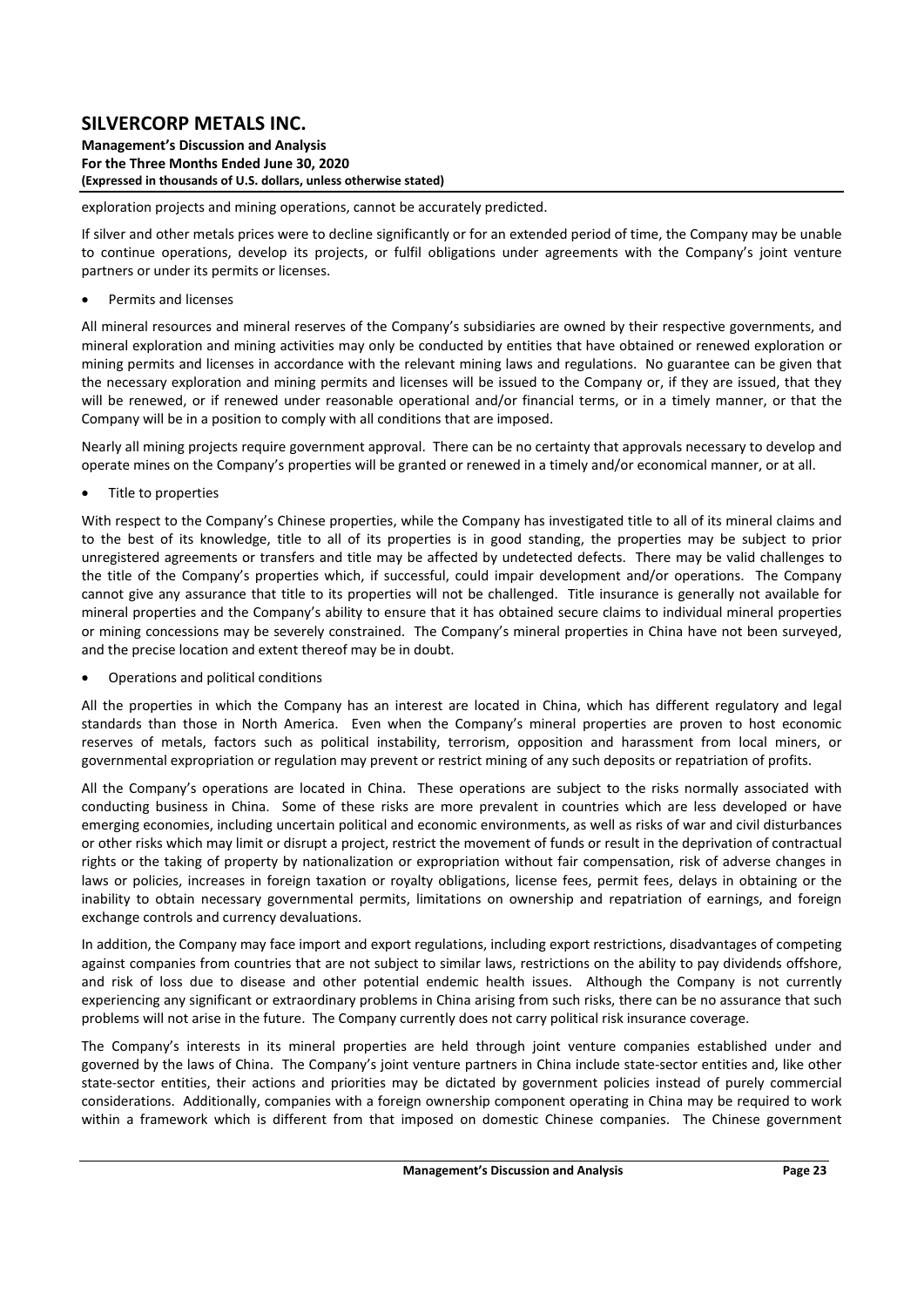exploration projects and mining operations, cannot be accurately predicted.

If silver and other metals prices were to decline significantly or for an extended period of time, the Company may be unable to continue operations, develop its projects, or fulfil obligations under agreements with the Company's joint venture partners or under its permits or licenses.

- Permits and licenses

All mineral resources and mineral reserves of the Company's subsidiaries are owned by their respective governments, and mineral exploration and mining activities may only be conducted by entities that have obtained or renewed exploration or mining permits and licenses in accordance with the relevant mining laws and regulations. No guarantee can be given that the necessary exploration and mining permits and licenses will be issued to the Company or, if they are issued, that they will be renewed, or if renewed under reasonable operational and/or financial terms, or in a timely manner, or that the Company will be in a position to comply with all conditions that are imposed.

Nearly all mining projects require government approval. There can be no certainty that approvals necessary to develop and operate mines on the Company's properties will be granted or renewed in a timely and/or economical manner, or at all.

- Title to properties

With respect to the Company's Chinese properties, while the Company has investigated title to all of its mineral claims and to the best of its knowledge, title to all of its properties is in good standing, the properties may be subject to prior unregistered agreements or transfers and title may be affected by undetected defects. There may be valid challenges to the title of the Company's properties which, if successful, could impair development and/or operations. The Company cannot give any assurance that title to its properties will not be challenged. Title insurance is generally not available for mineral properties and the Company's ability to ensure that it has obtained secure claims to individual mineral properties or mining concessions may be severely constrained. The Company's mineral properties in China have not been surveyed, and the precise location and extent thereof may be in doubt.

- Operations and political conditions

All the properties in which the Company has an interest are located in China, which has different regulatory and legal standards than those in North America. Even when the Company's mineral properties are proven to host economic reserves of metals, factors such as political instability, terrorism, opposition and harassment from local miners, or governmental expropriation or regulation may prevent or restrict mining of any such deposits or repatriation of profits.

All the Company's operations are located in China. These operations are subject to the risks normally associated with conducting business in China. Some of these risks are more prevalent in countries which are less developed or have emerging economies, including uncertain political and economic environments, as well as risks of war and civil disturbances or other risks which may limit or disrupt a project, restrict the movement of funds or result in the deprivation of contractual rights or the taking of property by nationalization or expropriation without fair compensation, risk of adverse changes in laws or policies, increases in foreign taxation or royalty obligations, license fees, permit fees, delays in obtaining or the inability to obtain necessary governmental permits, limitations on ownership and repatriation of earnings, and foreign exchange controls and currency devaluations.

In addition, the Company may face import and export regulations, including export restrictions, disadvantages of competing against companies from countries that are not subject to similar laws, restrictions on the ability to pay dividends offshore, and risk of loss due to disease and other potential endemic health issues. Although the Company is not currently experiencing any significant or extraordinary problems in China arising from such risks, there can be no assurance that such problems will not arise in the future. The Company currently does not carry political risk insurance coverage.

The Company's interests in its mineral properties are held through joint venture companies established under and governed by the laws of China. The Company's joint venture partners in China include state-sector entities and, like other state-sector entities, their actions and priorities may be dictated by government policies instead of purely commercial considerations. Additionally, companies with a foreign ownership component operating in China may be required to work within a framework which is different from that imposed on domestic Chinese companies. The Chinese government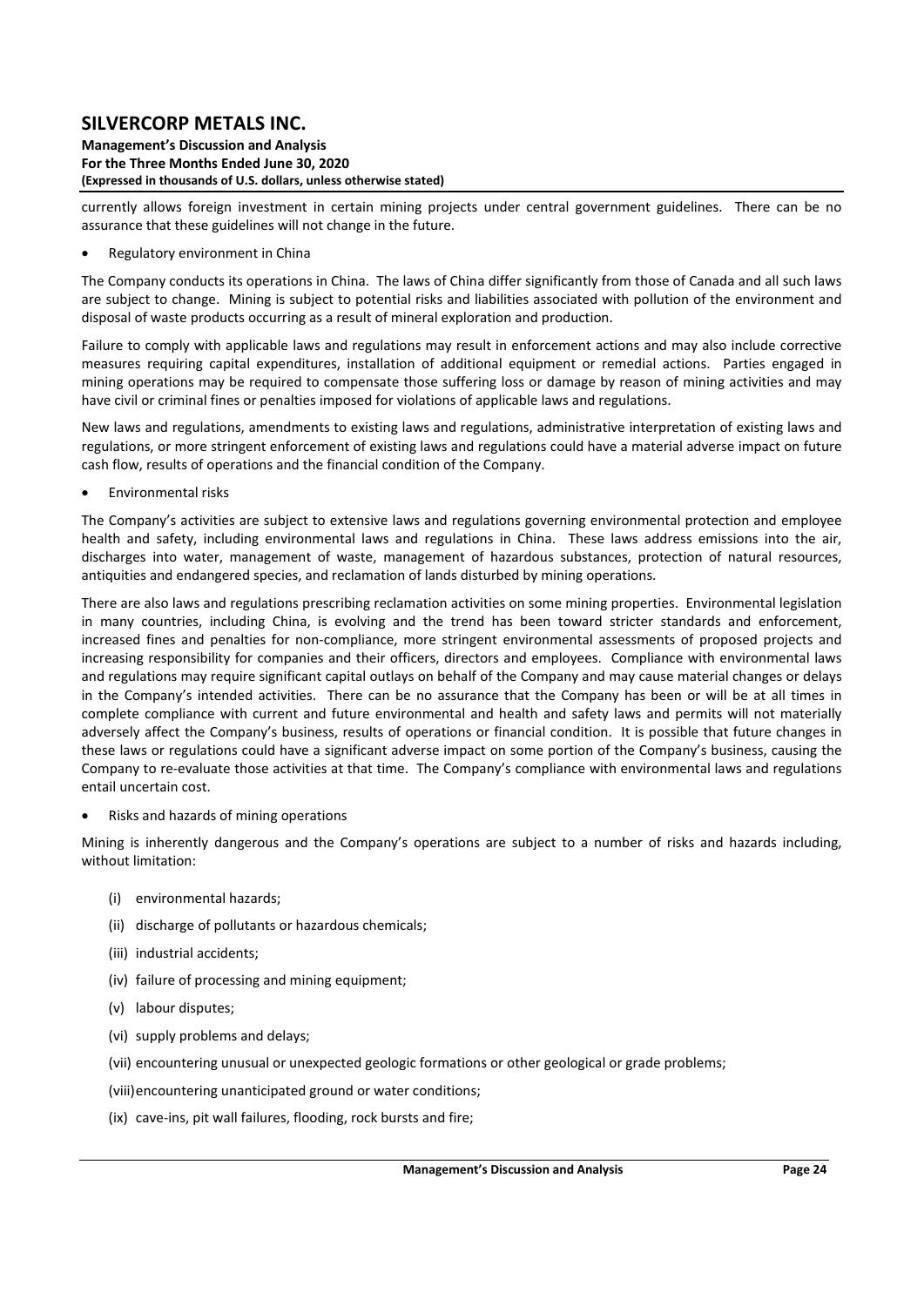currently allows foreign investment in certain mining projects under central government guidelines. There can be no assurance that these guidelines will not change in the future.

- Regulatory environment in China

The Company conducts its operations in China. The laws of China differ significantly from those of Canada and all such laws are subject to change. Mining is subject to potential risks and liabilities associated with pollution of the environment and disposal of waste products occurring as a result of mineral exploration and production.

Failure to comply with applicable laws and regulations may result in enforcement actions and may also include corrective measures requiring capital expenditures, installation of additional equipment or remedial actions. Parties engaged in mining operations may be required to compensate those suffering loss or damage by reason of mining activities and may have civil or criminal fines or penalties imposed for violations of applicable laws and regulations.

New laws and regulations, amendments to existing laws and regulations, administrative interpretation of existing laws and regulations, or more stringent enforcement of existing laws and regulations could have a material adverse impact on future cash flow, results of operations and the financial condition of the Company.

- Environmental risks

The Company's activities are subject to extensive laws and regulations governing environmental protection and employee health and safety, including environmental laws and regulations in China. These laws address emissions into the air, discharges into water, management of waste, management of hazardous substances, protection of natural resources, antiquities and endangered species, and reclamation of lands disturbed by mining operations.

There are also laws and regulations prescribing reclamation activities on some mining properties. Environmental legislation in many countries, including China, is evolving and the trend has been toward stricter standards and enforcement, increased fines and penalties for non-compliance, more stringent environmental assessments of proposed projects and increasing responsibility for companies and their officers, directors and employees. Compliance with environmental laws and regulations may require significant capital outlays on behalf of the Company and may cause material changes or delays in the Company's intended activities. There can be no assurance that the Company has been or will be at all times in complete compliance with current and future environmental and health and safety laws and permits will not materially adversely affect the Company's business, results of operations or financial condition. It is possible that future changes in these laws or regulations could have a significant adverse impact on some portion of the Company's business, causing the Company to re-evaluate those activities at that time. The Company's compliance with environmental laws and regulations entail uncertain cost.

- Risks and hazards of mining operations

Mining is inherently dangerous and the Company's operations are subject to a number of risks and hazards including, without limitation:

(i) environmental hazards;

(ii) discharge of pollutants or hazardous chemicals;

(iii) industrial accidents;

(iv) failure of processing and mining equipment;

(v) labour disputes;

(vi) supply problems and delays;

(vii) encountering unusual or unexpected geologic formations or other geological or grade problems;

(viii) encountering unanticipated ground or water conditions;

(ix) cave-ins, pit wall failures, flooding, rock bursts and fire;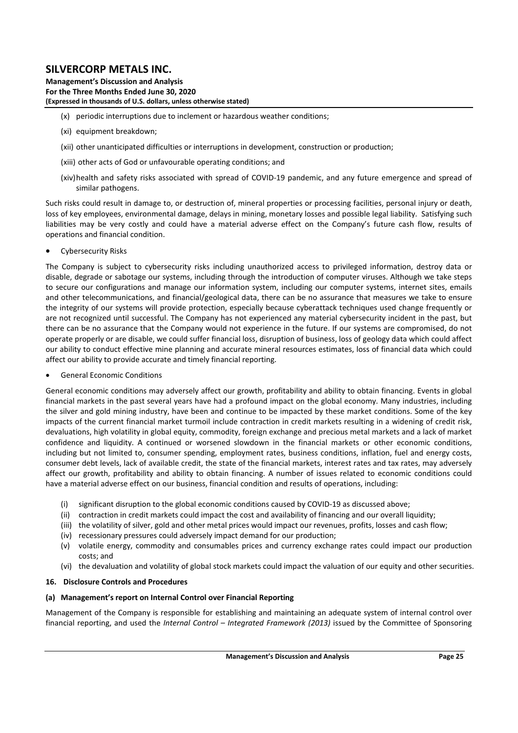(x) periodic interruptions due to inclement or hazardous weather conditions;

(xi) equipment breakdown;

(xii) other unanticipated difficulties or interruptions in development, construction or production;

(xiii) other acts of God or unfavourable operating conditions; and

(xiv) health and safety risks associated with spread of COVID-19 pandemic, and any future emergence and spread of similar pathogens.

Such risks could result in damage to, or destruction of, mineral properties or processing facilities, personal injury or death, loss of key employees, environmental damage, delays in mining, monetary losses and possible legal liability. Satisfying such liabilities may be very costly and could have a material adverse effect on the Company's future cash flow, results of operations and financial condition.

- Cybersecurity Risks

The Company is subject to cybersecurity risks including unauthorized access to privileged information, destroy data or disable, degrade or sabotage our systems, including through the introduction of computer viruses. Although we take steps to secure our configurations and manage our information system, including our computer systems, internet sites, emails and other telecommunications, and financial/geological data, there can be no assurance that measures we take to ensure the integrity of our systems will provide protection, especially because cyberattack techniques used change frequently or are not recognized until successful. The Company has not experienced any material cybersecurity incident in the past, but there can be no assurance that the Company would not experience in the future. If our systems are compromised, do not operate properly or are disable, we could suffer financial loss, disruption of business, loss of geology data which could affect our ability to conduct effective mine planning and accurate mineral resources estimates, loss of financial data which could affect our ability to provide accurate and timely financial reporting.

- General Economic Conditions

General economic conditions may adversely affect our growth, profitability and ability to obtain financing. Events in global financial markets in the past several years have had a profound impact on the global economy. Many industries, including the silver and gold mining industry, have been and continue to be impacted by these market conditions. Some of the key impacts of the current financial market turmoil include contraction in credit markets resulting in a widening of credit risk, devaluations, high volatility in global equity, commodity, foreign exchange and precious metal markets and a lack of market confidence and liquidity. A continued or worsened slowdown in the financial markets or other economic conditions, including but not limited to, consumer spending, employment rates, business conditions, inflation, fuel and energy costs, consumer debt levels, lack of available credit, the state of the financial markets, interest rates and tax rates, may adversely affect our growth, profitability and ability to obtain financing. A number of issues related to economic conditions could have a material adverse effect on our business, financial condition and results of operations, including:

(i) significant disruption to the global economic conditions caused by COVID-19 as discussed above;
(ii) contraction in credit markets could impact the cost and availability of financing and our overall liquidity;
(iii) the volatility of silver, gold and other metal prices would impact our revenues, profits, losses and cash flow;
(iv) recessionary pressures could adversely impact demand for our production;
(v) volatile energy, commodity and consumables prices and currency exchange rates could impact our production costs; and
(vi) the devaluation and volatility of global stock markets could impact the valuation of our equity and other securities.

## 16. Disclosure Controls and Procedures

### (a) Management's report on Internal Control over Financial Reporting

Management of the Company is responsible for establishing and maintaining an adequate system of internal control over financial reporting, and used the *Internal Control – Integrated Framework (2013)* issued by the Committee of Sponsoring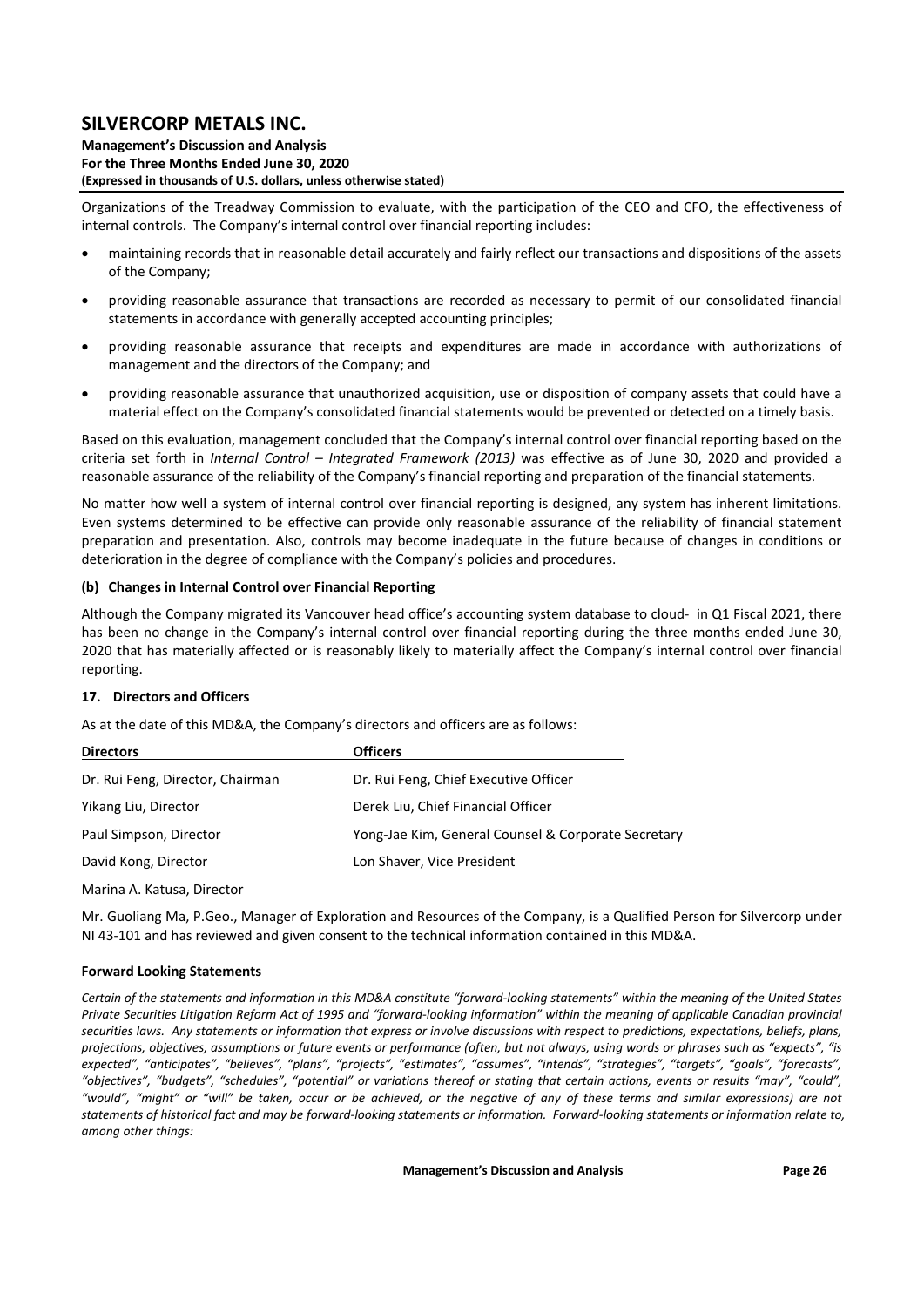Organizations of the Treadway Commission to evaluate, with the participation of the CEO and CFO, the effectiveness of internal controls. The Company's internal control over financial reporting includes:

- maintaining records that in reasonable detail accurately and fairly reflect our transactions and dispositions of the assets of the Company;
- providing reasonable assurance that transactions are recorded as necessary to permit of our consolidated financial statements in accordance with generally accepted accounting principles;
- providing reasonable assurance that receipts and expenditures are made in accordance with authorizations of management and the directors of the Company; and
- providing reasonable assurance that unauthorized acquisition, use or disposition of company assets that could have a material effect on the Company's consolidated financial statements would be prevented or detected on a timely basis.

Based on this evaluation, management concluded that the Company's internal control over financial reporting based on the criteria set forth in *Internal Control – Integrated Framework (2013)* was effective as of June 30, 2020 and provided a reasonable assurance of the reliability of the Company's financial reporting and preparation of the financial statements.

No matter how well a system of internal control over financial reporting is designed, any system has inherent limitations. Even systems determined to be effective can provide only reasonable assurance of the reliability of financial statement preparation and presentation. Also, controls may become inadequate in the future because of changes in conditions or deterioration in the degree of compliance with the Company's policies and procedures.

### (b) Changes in Internal Control over Financial Reporting

Although the Company migrated its Vancouver head office's accounting system database to cloud- in Q1 Fiscal 2021, there has been no change in the Company's internal control over financial reporting during the three months ended June 30, 2020 that has materially affected or is reasonably likely to materially affect the Company's internal control over financial reporting.

## 17. Directors and Officers

As at the date of this MD&A, the Company's directors and officers are as follows:

| Directors | Officers |
|---|---|
| Dr. Rui Feng, Director, Chairman | Dr. Rui Feng, Chief Executive Officer |
| Yikang Liu, Director | Derek Liu, Chief Financial Officer |
| Paul Simpson, Director | Yong-Jae Kim, General Counsel & Corporate Secretary |
| David Kong, Director | Lon Shaver, Vice President |
| Marina A. Katusa, Director | |

Mr. Guoliang Ma, P.Geo., Manager of Exploration and Resources of the Company, is a Qualified Person for Silvercorp under NI 43-101 and has reviewed and given consent to the technical information contained in this MD&A.

## Forward Looking Statements

*Certain of the statements and information in this MD&A constitute "forward-looking statements" within the meaning of the United States Private Securities Litigation Reform Act of 1995 and "forward-looking information" within the meaning of applicable Canadian provincial securities laws. Any statements or information that express or involve discussions with respect to predictions, expectations, beliefs, plans, projections, objectives, assumptions or future events or performance (often, but not always, using words or phrases such as "expects", "is expected", "anticipates", "believes", "plans", "projects", "estimates", "assumes", "intends", "strategies", "targets", "goals", "forecasts", "objectives", "budgets", "schedules", "potential" or variations thereof or stating that certain actions, events or results "may", "could", "would", "might" or "will" be taken, occur or be achieved, or the negative of any of these terms and similar expressions) are not statements of historical fact and may be forward-looking statements or information. Forward-looking statements or information relate to, among other things:*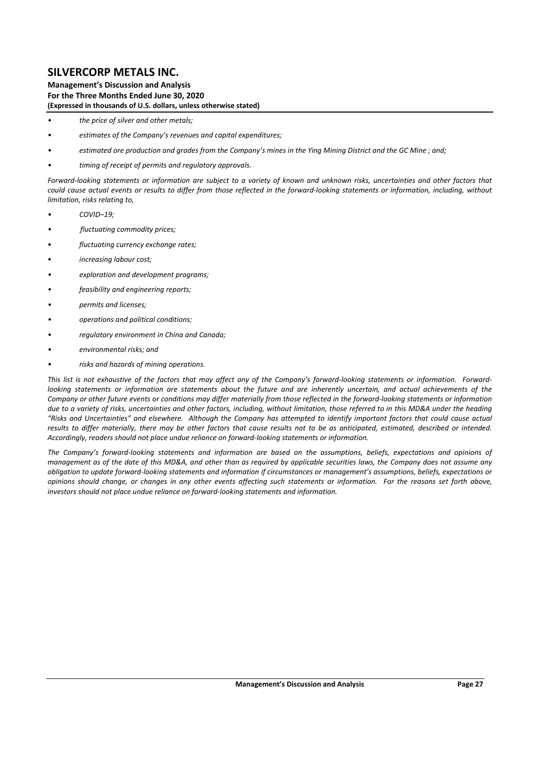- *the price of silver and other metals;*
- *estimates of the Company's revenues and capital expenditures;*
- *estimated ore production and grades from the Company's mines in the Ying Mining District and the GC Mine ; and;*
- *timing of receipt of permits and regulatory approvals.*

*Forward-looking statements or information are subject to a variety of known and unknown risks, uncertainties and other factors that could cause actual events or results to differ from those reflected in the forward-looking statements or information, including, without limitation, risks relating to,*

- *COVID–19;*
- *fluctuating commodity prices;*
- *fluctuating currency exchange rates;*
- *increasing labour cost;*
- *exploration and development programs;*
- *feasibility and engineering reports;*
- *permits and licenses;*
- *operations and political conditions;*
- *regulatory environment in China and Canada;*
- *environmental risks; and*
- *risks and hazards of mining operations.*

*This list is not exhaustive of the factors that may affect any of the Company's forward-looking statements or information. Forward-looking statements or information are statements about the future and are inherently uncertain, and actual achievements of the Company or other future events or conditions may differ materially from those reflected in the forward-looking statements or information due to a variety of risks, uncertainties and other factors, including, without limitation, those referred to in this MD&A under the heading "Risks and Uncertainties" and elsewhere. Although the Company has attempted to identify important factors that could cause actual results to differ materially, there may be other factors that cause results not to be as anticipated, estimated, described or intended. Accordingly, readers should not place undue reliance on forward-looking statements or information.*

*The Company's forward-looking statements and information are based on the assumptions, beliefs, expectations and opinions of management as of the date of this MD&A, and other than as required by applicable securities laws, the Company does not assume any obligation to update forward-looking statements and information if circumstances or management's assumptions, beliefs, expectations or opinions should change, or changes in any other events affecting such statements or information. For the reasons set forth above, investors should not place undue reliance on forward-looking statements and information.*